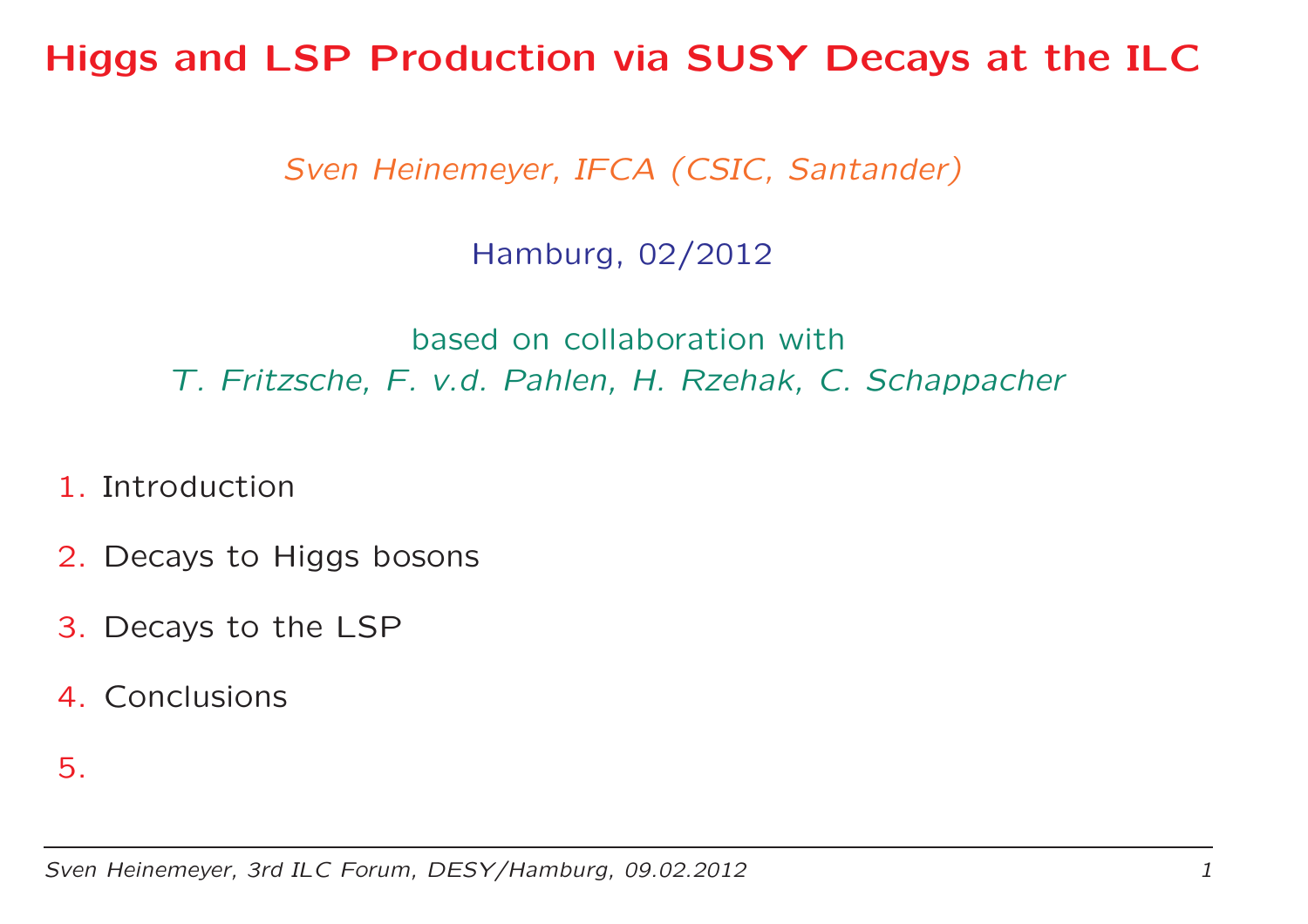# Higgs and LSP Production via SUSY Decays at the ILC

*Sven Heinemeyer, IFCA (CSIC, Santander)*

Hamburg, 02/2012

based on collaboration with
*T. Fritzsche, F. v.d. Pahlen, H. Rzehak, C. Schappacher*

1. Introduction
2. Decays to Higgs bosons
3. Decays to the LSP
4. Conclusions
5.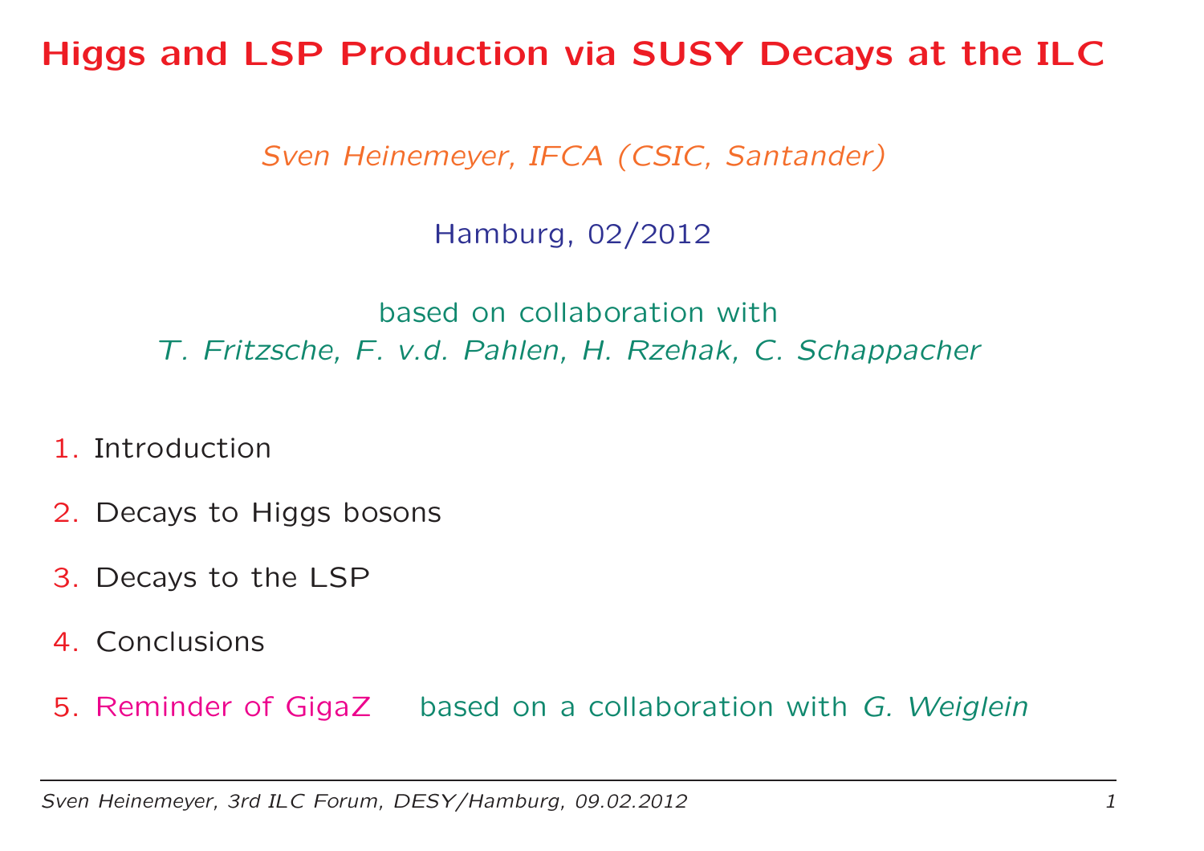# Higgs and LSP Production via SUSY Decays at the ILC

*Sven Heinemeyer, IFCA (CSIC, Santander)*

Hamburg, 02/2012

based on collaboration with
*T. Fritzsche, F. v.d. Pahlen, H. Rzehak, C. Schappacher*

1. Introduction
2. Decays to Higgs bosons
3. Decays to the LSP
4. Conclusions
5. Reminder of GigaZ    based on a collaboration with *G. Weiglein*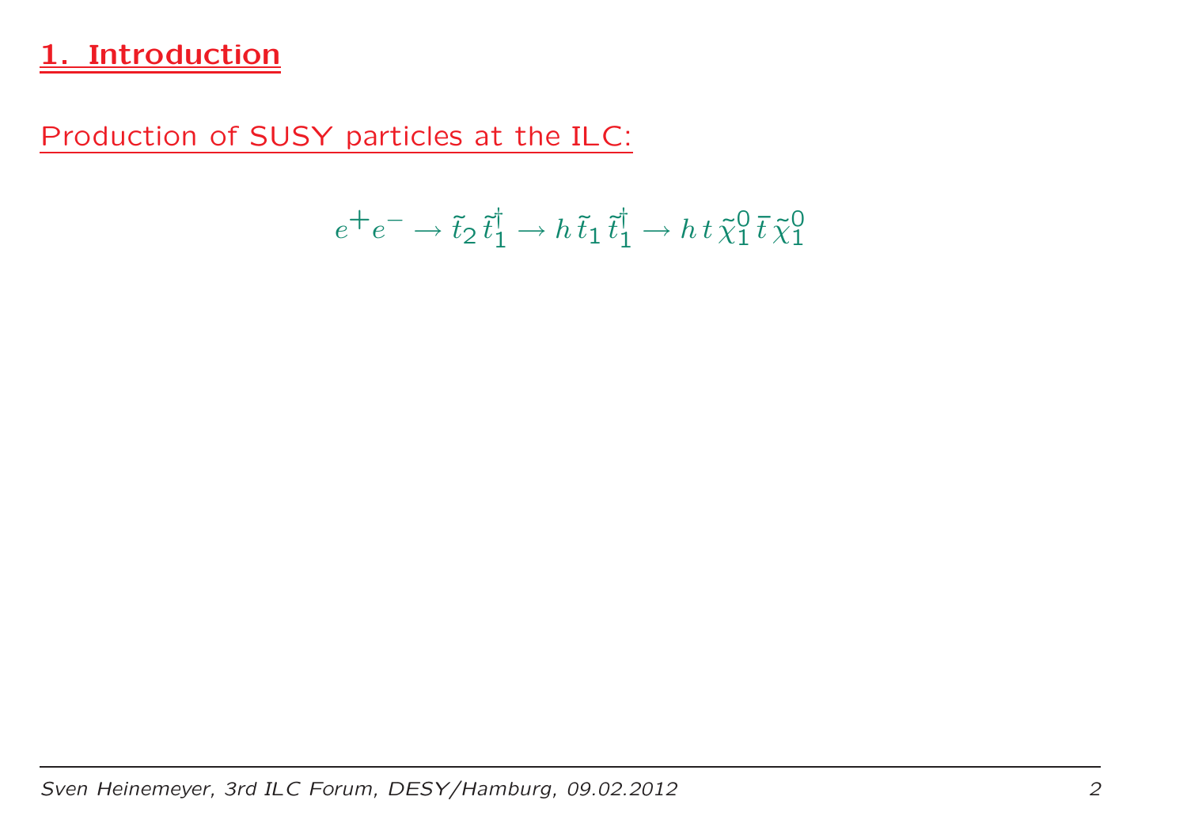# 1. Introduction

Production of SUSY particles at the ILC:

$$e^+e^- \to \tilde{t}_2\,\tilde{t}_1^\dagger \to h\,\tilde{t}_1\,\tilde{t}_1^\dagger \to h\,t\,\tilde{\chi}_1^0\,\bar{t}\,\tilde{\chi}_1^0$$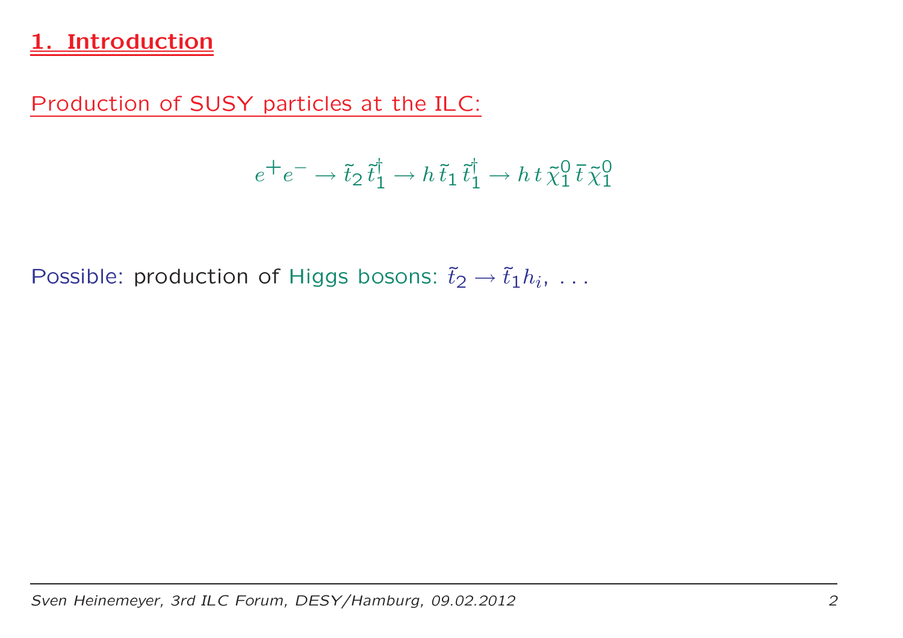# 1. Introduction

Production of SUSY particles at the ILC:

$$e^+e^- \to \tilde{t}_2\,\tilde{t}_1^\dagger \to h\,\tilde{t}_1\,\tilde{t}_1^\dagger \to h\,t\,\tilde{\chi}_1^0\,\bar{t}\,\tilde{\chi}_1^0$$

Possible: production of Higgs bosons: $\tilde{t}_2 \to \tilde{t}_1 h_i$, ...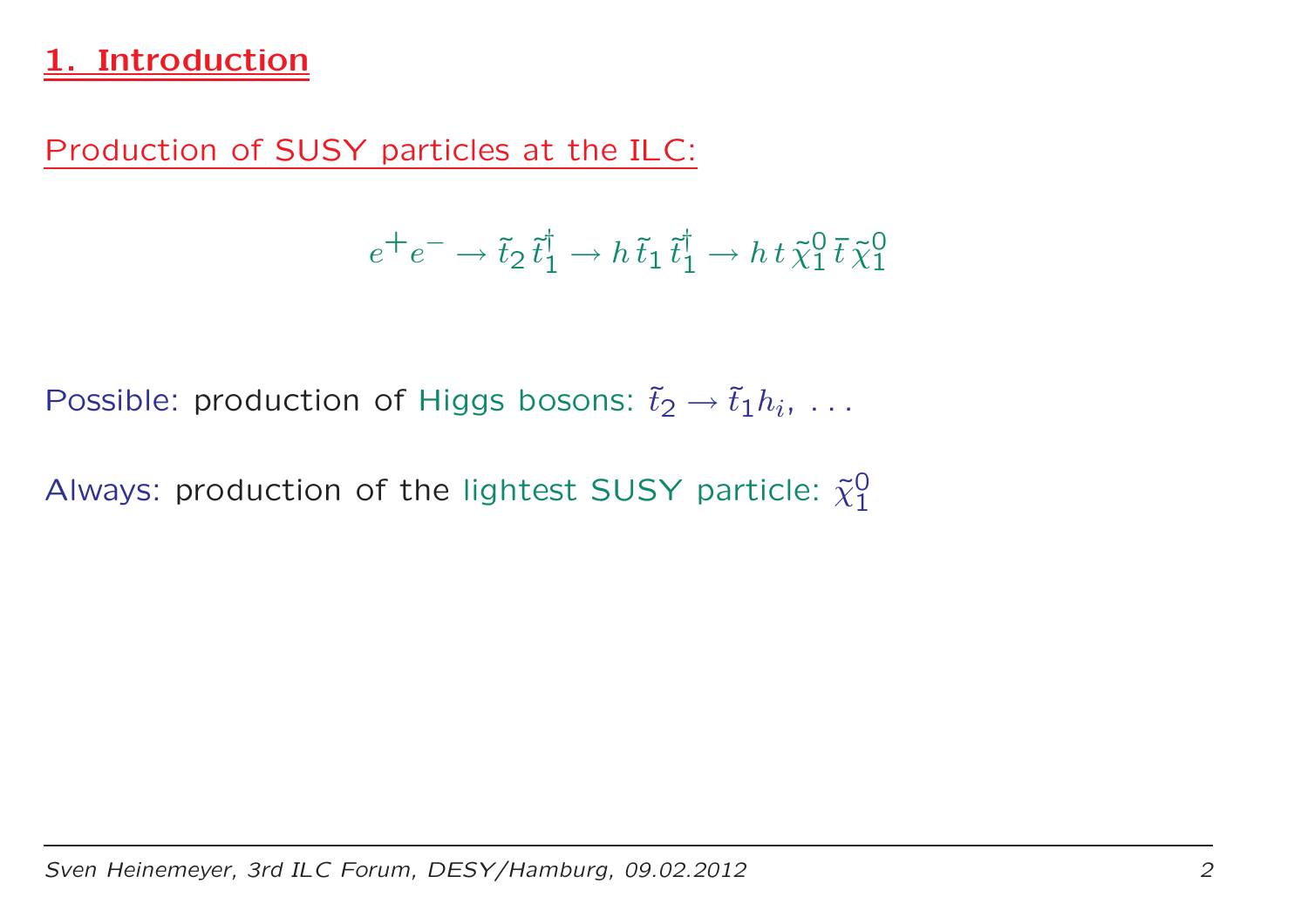# 1. Introduction

Production of SUSY particles at the ILC:

$$e^+e^- \to \tilde{t}_2\,\tilde{t}_1^\dagger \to h\,\tilde{t}_1\,\tilde{t}_1^\dagger \to h\,t\,\tilde{\chi}_1^0\,\bar{t}\,\tilde{\chi}_1^0$$

Possible: production of Higgs bosons: $\tilde{t}_2 \to \tilde{t}_1 h_i, \ldots$

Always: production of the lightest SUSY particle: $\tilde{\chi}_1^0$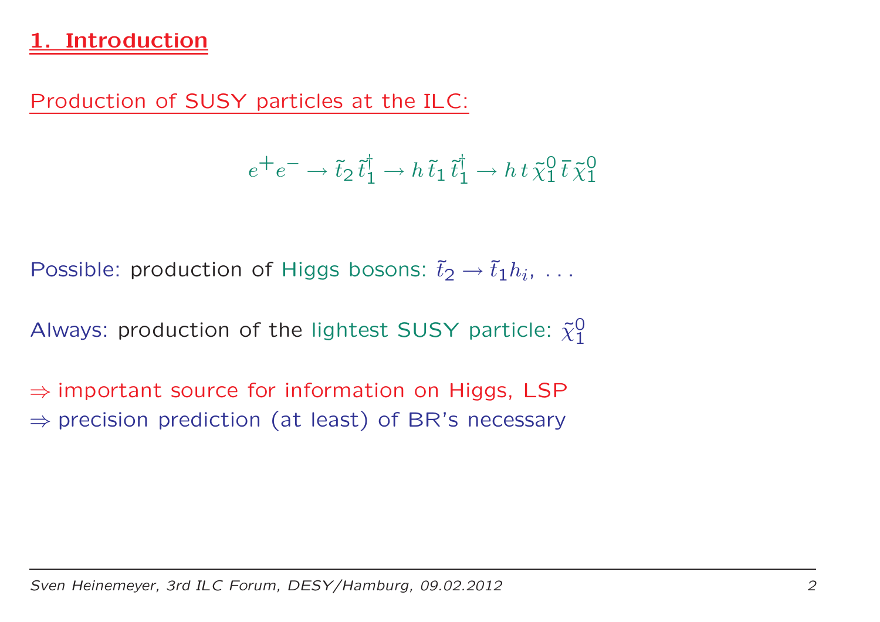# 1. Introduction

Production of SUSY particles at the ILC:

$$e^+e^- \to \tilde{t}_2\,\tilde{t}_1^\dagger \to h\,\tilde{t}_1\,\tilde{t}_1^\dagger \to h\,t\,\tilde{\chi}_1^0\,\bar{t}\,\tilde{\chi}_1^0$$

Possible: production of Higgs bosons: $\tilde{t}_2 \to \tilde{t}_1 h_i$, ...

Always: production of the lightest SUSY particle: $\tilde{\chi}_1^0$

$\Rightarrow$ important source for information on Higgs, LSP
$\Rightarrow$ precision prediction (at least) of BR's necessary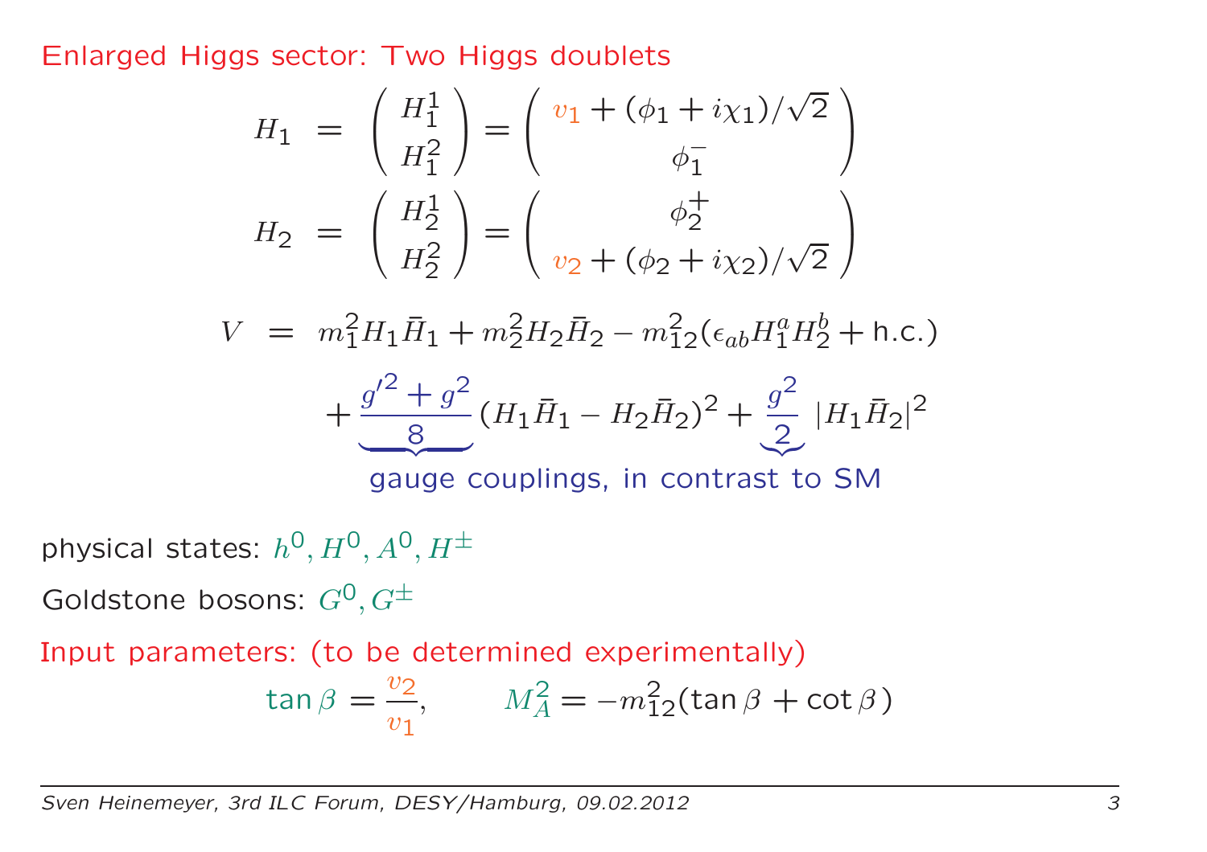## Enlarged Higgs sector: Two Higgs doublets

$$
\begin{aligned}
H_1 &= \begin{pmatrix} H_1^1 \\ H_1^2 \end{pmatrix} = \begin{pmatrix} v_1 + (\phi_1 + i\chi_1)/\sqrt{2} \\ \phi_1^- \end{pmatrix} \\
H_2 &= \begin{pmatrix} H_2^1 \\ H_2^2 \end{pmatrix} = \begin{pmatrix} \phi_2^+ \\ v_2 + (\phi_2 + i\chi_2)/\sqrt{2} \end{pmatrix}
\end{aligned}
$$

$$
\begin{aligned}
V &= m_1^2 H_1 \bar{H}_1 + m_2^2 H_2 \bar{H}_2 - m_{12}^2 (\epsilon_{ab} H_1^a H_2^b + \text{h.c.}) \\
&\quad + \underbrace{\frac{g'^2 + g^2}{8}}(H_1 \bar{H}_1 - H_2 \bar{H}_2)^2 + \underbrace{\frac{g^2}{2}}\,|H_1 \bar{H}_2|^2
\end{aligned}
$$

gauge couplings, in contrast to SM

physical states: $h^0, H^0, A^0, H^\pm$

Goldstone bosons: $G^0, G^\pm$

Input parameters: (to be determined experimentally)

$$
\tan\beta = \frac{v_2}{v_1}, \qquad M_A^2 = -m_{12}^2 (\tan\beta + \cot\beta)
$$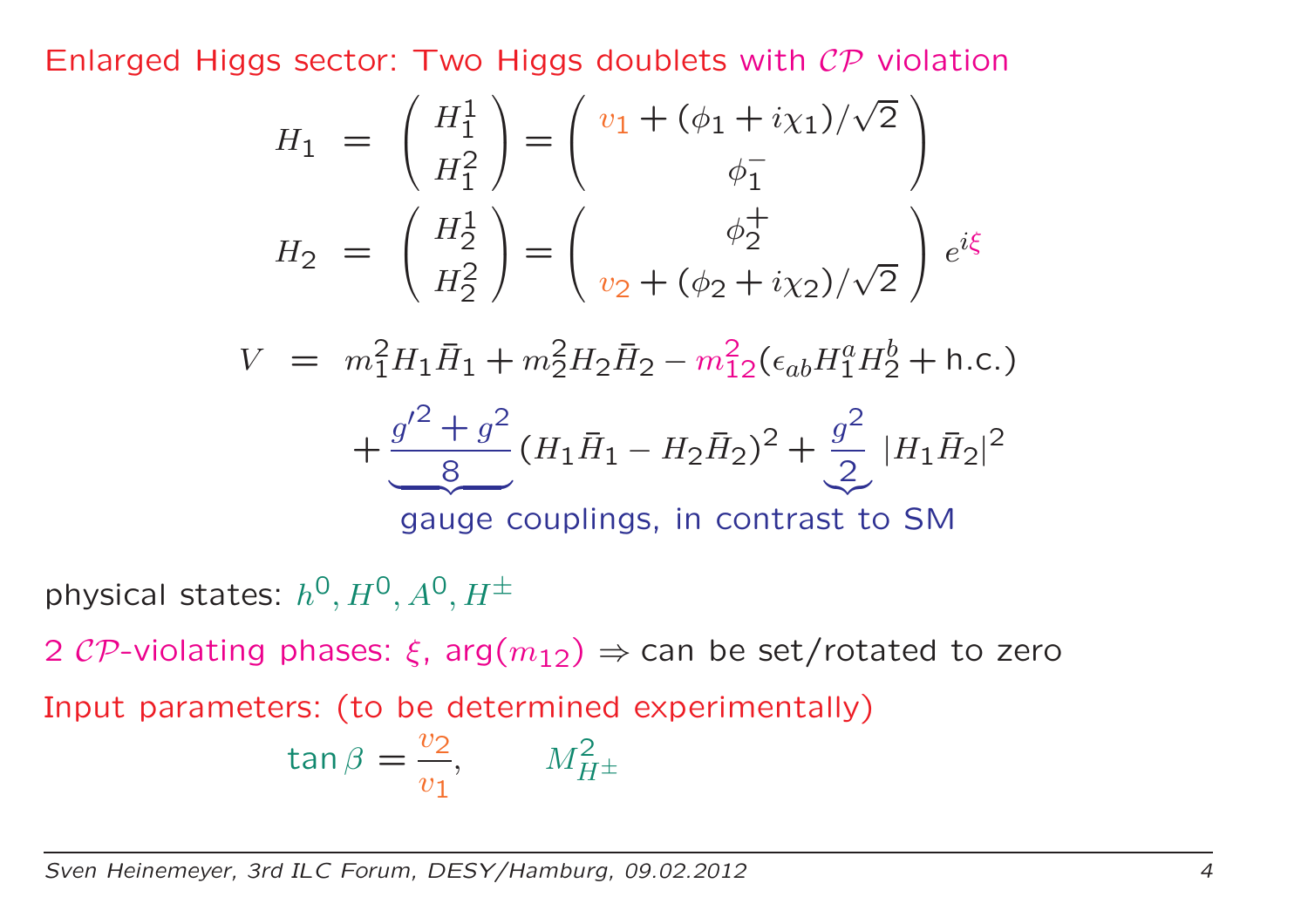## Enlarged Higgs sector: Two Higgs doublets with $\mathcal{CP}$ violation

$$
\begin{aligned}
H_1 &= \begin{pmatrix} H_1^1 \\ H_1^2 \end{pmatrix} = \begin{pmatrix} v_1 + (\phi_1 + i\chi_1)/\sqrt{2} \\ \phi_1^- \end{pmatrix} \\
H_2 &= \begin{pmatrix} H_2^1 \\ H_2^2 \end{pmatrix} = \begin{pmatrix} \phi_2^+ \\ v_2 + (\phi_2 + i\chi_2)/\sqrt{2} \end{pmatrix} e^{i\xi}
\end{aligned}
$$

$$
\begin{aligned}
V &= m_1^2 H_1 \bar{H}_1 + m_2^2 H_2 \bar{H}_2 - m_{12}^2 (\epsilon_{ab} H_1^a H_2^b + \text{h.c.}) \\
&\quad + \underbrace{\frac{g'^2 + g^2}{8}}(H_1\bar{H}_1 - H_2\bar{H}_2)^2 + \underbrace{\frac{g^2}{2}}\, |H_1 \bar{H}_2|^2
\end{aligned}
$$

gauge couplings, in contrast to SM

physical states: $h^0, H^0, A^0, H^\pm$

2 $\mathcal{CP}$-violating phases: $\xi$, $\arg(m_{12})$ $\Rightarrow$ can be set/rotated to zero

Input parameters: (to be determined experimentally)

$$
\tan\beta = \frac{v_2}{v_1}, \qquad M_{H^\pm}^2
$$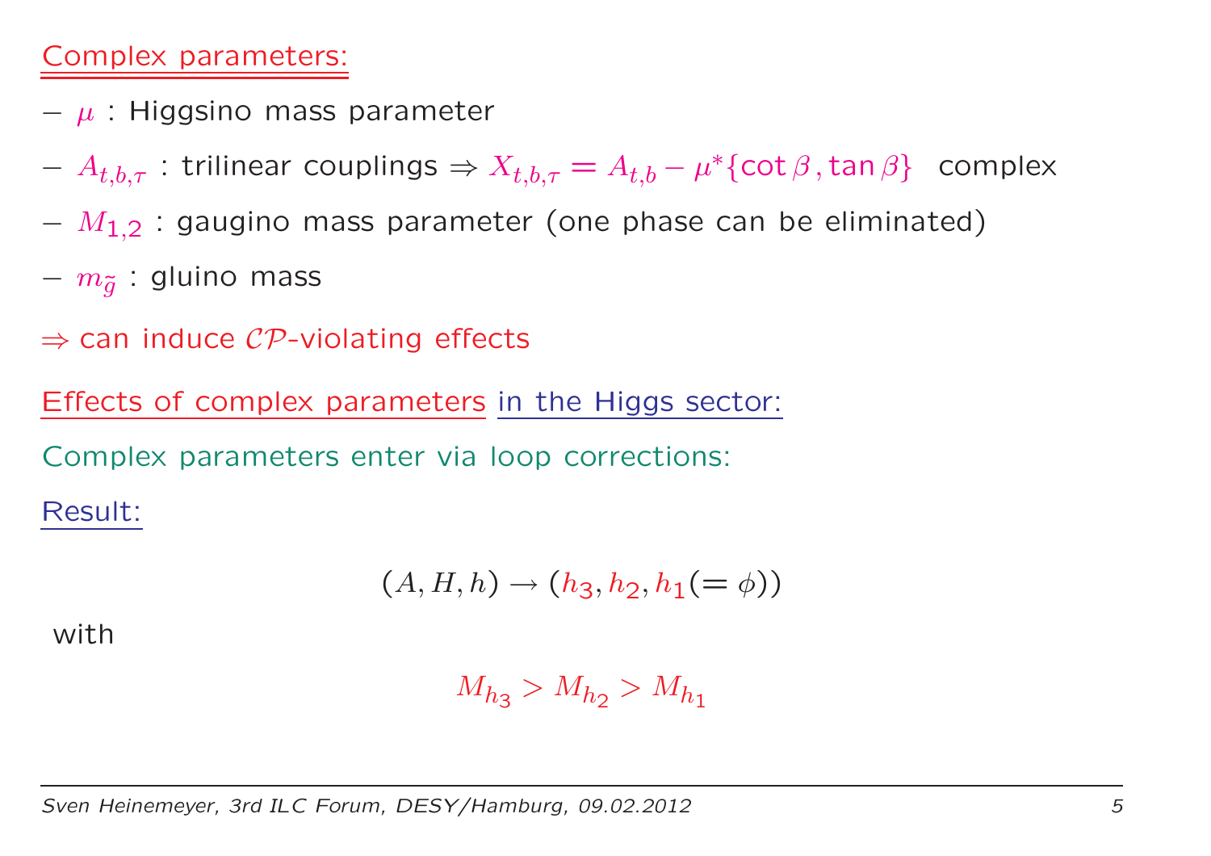## Complex parameters:

- $\mu$ : Higgsino mass parameter
- $A_{t,b,\tau}$ : trilinear couplings $\Rightarrow X_{t,b,\tau} = A_{t,b} - \mu^* \{\cot\beta\,, \tan\beta\}$ complex
- $M_{1,2}$ : gaugino mass parameter (one phase can be eliminated)
- $m_{\tilde{g}}$ : gluino mass

$\Rightarrow$ can induce $\mathcal{CP}$-violating effects

## Effects of complex parameters in the Higgs sector:

Complex parameters enter via loop corrections:

### Result:

$$(A, H, h) \to (h_3, h_2, h_1 (= \phi))$$

with

$$M_{h_3} > M_{h_2} > M_{h_1}$$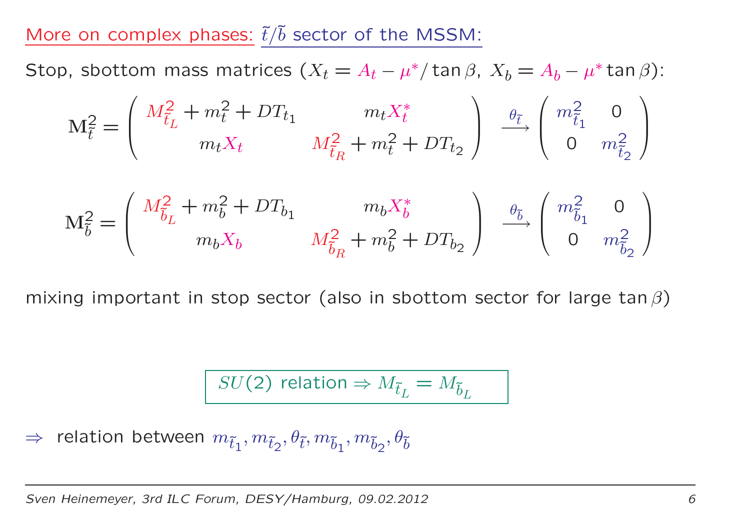## More on complex phases: $\tilde{t}/\tilde{b}$ sector of the MSSM:

Stop, sbottom mass matrices ($X_t = A_t - \mu^*/\tan\beta$, $X_b = A_b - \mu^* \tan\beta$):

$$\mathbf{M}^2_{\tilde{t}} = \begin{pmatrix} M^2_{\tilde{t}_L} + m_t^2 + DT_{t_1} & m_t X_t^* \\ m_t X_t & M^2_{\tilde{t}_R} + m_t^2 + DT_{t_2} \end{pmatrix} \xrightarrow{\theta_{\tilde{t}}} \begin{pmatrix} m^2_{\tilde{t}_1} & 0 \\ 0 & m^2_{\tilde{t}_2} \end{pmatrix}$$

$$\mathbf{M}^2_{\tilde{b}} = \begin{pmatrix} M^2_{\tilde{b}_L} + m_b^2 + DT_{b_1} & m_b X_b^* \\ m_b X_b & M^2_{\tilde{b}_R} + m_b^2 + DT_{b_2} \end{pmatrix} \xrightarrow{\theta_{\tilde{b}}} \begin{pmatrix} m^2_{\tilde{b}_1} & 0 \\ 0 & m^2_{\tilde{b}_2} \end{pmatrix}$$

mixing important in stop sector (also in sbottom sector for large $\tan\beta$)

$SU(2)$ relation $\Rightarrow M_{\tilde{t}_L} = M_{\tilde{b}_L}$

$\Rightarrow$ relation between $m_{\tilde{t}_1}, m_{\tilde{t}_2}, \theta_{\tilde{t}}, m_{\tilde{b}_1}, m_{\tilde{b}_2}, \theta_{\tilde{b}}$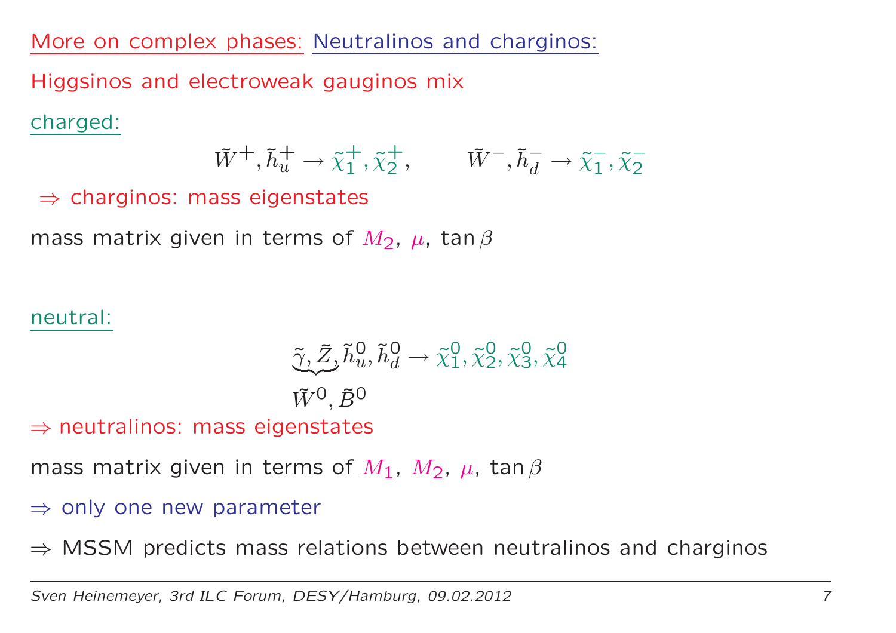## More on complex phases: Neutralinos and charginos:

Higgsinos and electroweak gauginos mix

charged:

$$\tilde{W}^+, \tilde{h}_u^+ \to \tilde{\chi}_1^+, \tilde{\chi}_2^+, \qquad \tilde{W}^-, \tilde{h}_d^- \to \tilde{\chi}_1^-, \tilde{\chi}_2^-$$

$\Rightarrow$ charginos: mass eigenstates

mass matrix given in terms of $M_2$, $\mu$, $\tan\beta$

neutral:

$$\underbrace{\tilde{\gamma}, \tilde{Z},}_{\tilde{W}^0, \tilde{B}^0} \tilde{h}_u^0, \tilde{h}_d^0 \to \tilde{\chi}_1^0, \tilde{\chi}_2^0, \tilde{\chi}_3^0, \tilde{\chi}_4^0$$

$\Rightarrow$ neutralinos: mass eigenstates

mass matrix given in terms of $M_1$, $M_2$, $\mu$, $\tan\beta$

$\Rightarrow$ only one new parameter

$\Rightarrow$ MSSM predicts mass relations between neutralinos and charginos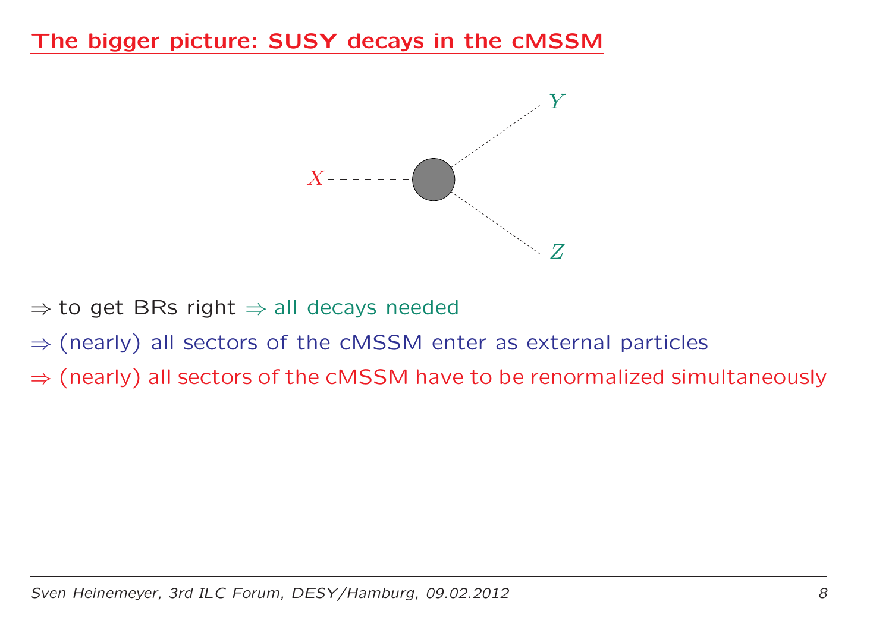## The bigger picture: SUSY decays in the cMSSM

$X$ $Y$ $Z$

$\Rightarrow$ to get BRs right $\Rightarrow$ all decays needed

$\Rightarrow$ (nearly) all sectors of the cMSSM enter as external particles

$\Rightarrow$ (nearly) all sectors of the cMSSM have to be renormalized simultaneously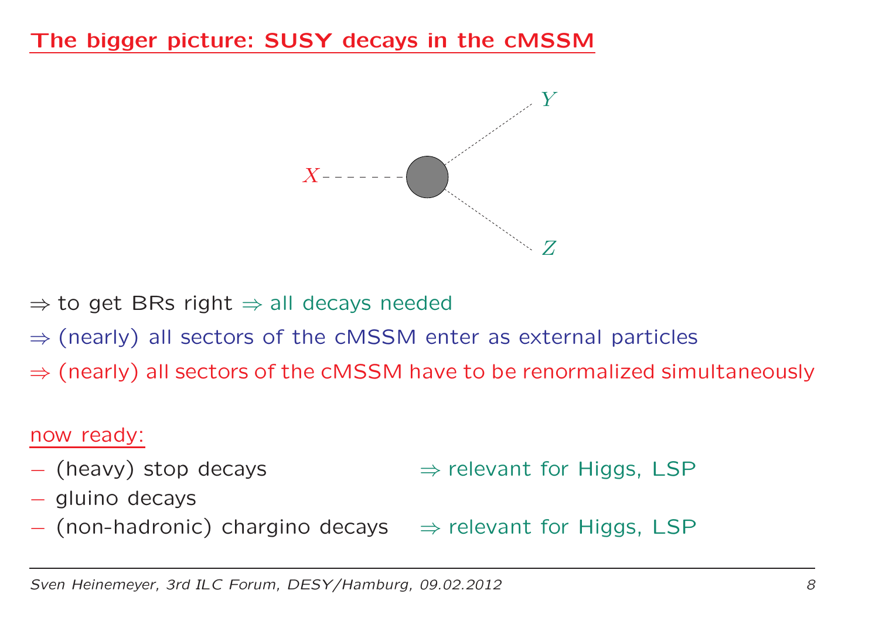# The bigger picture: SUSY decays in the cMSSM

$\Rightarrow$ to get BRs right $\Rightarrow$ all decays needed

$\Rightarrow$ (nearly) all sectors of the cMSSM enter as external particles

$\Rightarrow$ (nearly) all sectors of the cMSSM have to be renormalized simultaneously

now ready:

- (heavy) stop decays $\Rightarrow$ relevant for Higgs, LSP
- gluino decays
- (non-hadronic) chargino decays $\Rightarrow$ relevant for Higgs, LSP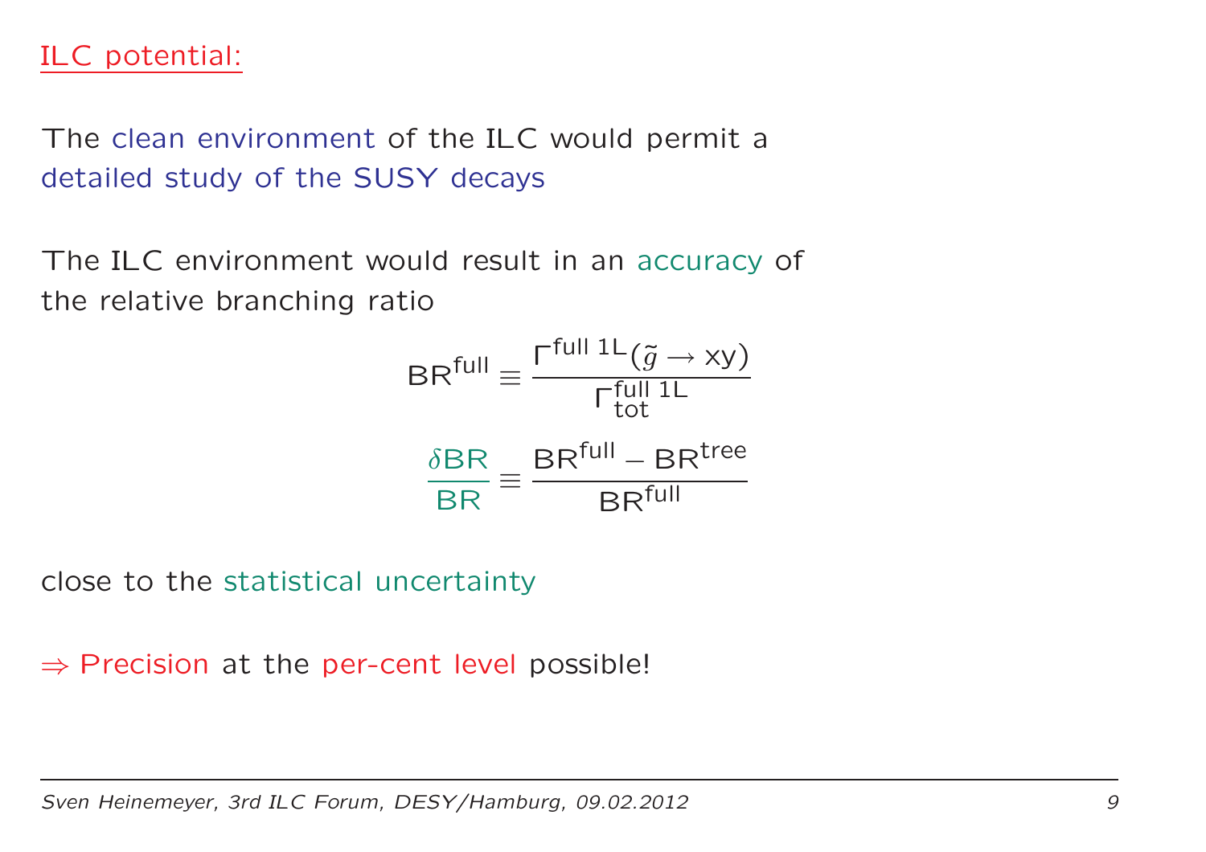## ILC potential:

The clean environment of the ILC would permit a detailed study of the SUSY decays

The ILC environment would result in an accuracy of the relative branching ratio

$$\mathrm{BR}^{\mathrm{full}} \equiv \frac{\Gamma^{\mathrm{full\ 1L}}(\tilde{g} \to \mathrm{xy})}{\Gamma^{\mathrm{full\ 1L}}_{\mathrm{tot}}}$$

$$\frac{\delta \mathrm{BR}}{\mathrm{BR}} \equiv \frac{\mathrm{BR}^{\mathrm{full}} - \mathrm{BR}^{\mathrm{tree}}}{\mathrm{BR}^{\mathrm{full}}}$$

close to the statistical uncertainty

$\Rightarrow$ Precision at the per-cent level possible!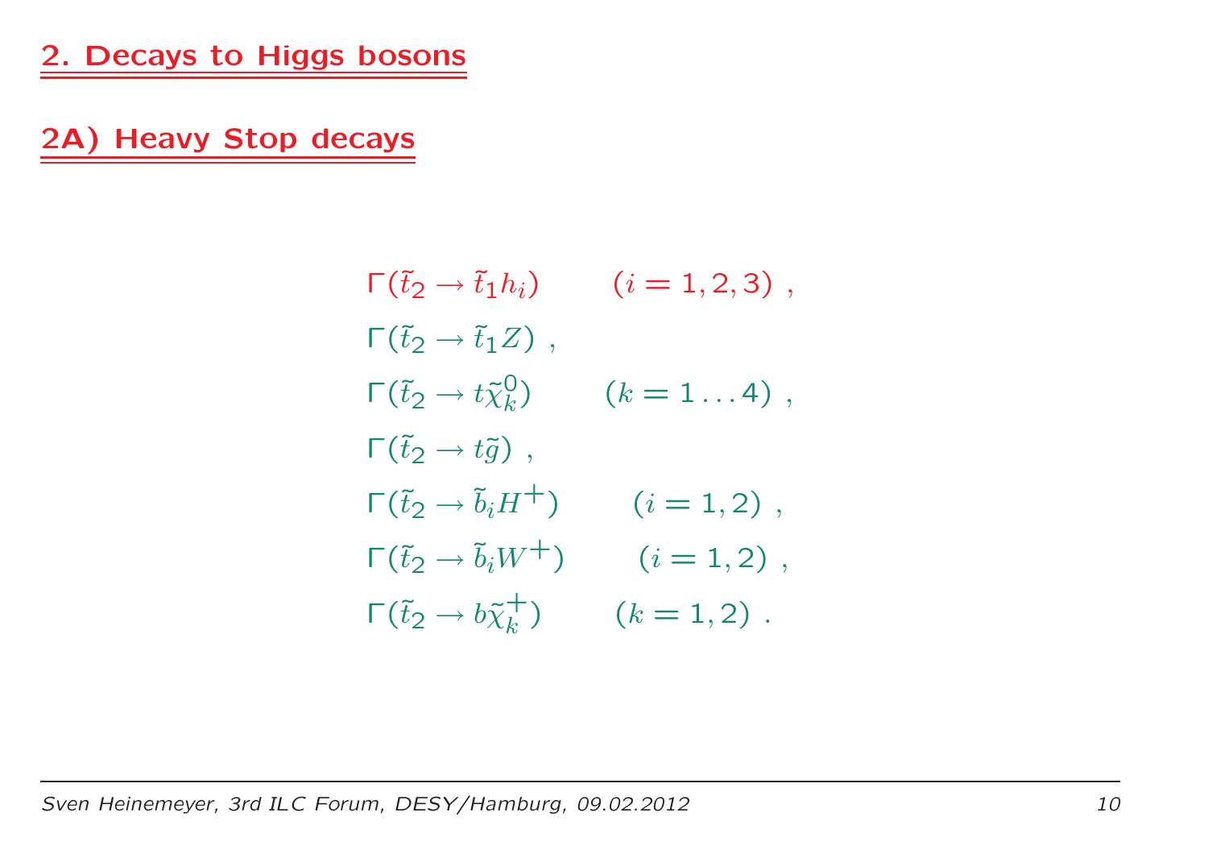## 2. Decays to Higgs bosons

## 2A) Heavy Stop decays

$$
\begin{aligned}
&\Gamma(\tilde{t}_2 \to \tilde{t}_1 h_i) \qquad (i = 1,2,3)\ , \\
&\Gamma(\tilde{t}_2 \to \tilde{t}_1 Z)\ , \\
&\Gamma(\tilde{t}_2 \to t \tilde{\chi}^0_k) \qquad (k = 1 \ldots 4)\ , \\
&\Gamma(\tilde{t}_2 \to t \tilde{g})\ , \\
&\Gamma(\tilde{t}_2 \to \tilde{b}_i H^+) \qquad (i = 1,2)\ , \\
&\Gamma(\tilde{t}_2 \to \tilde{b}_i W^+) \qquad (i = 1,2)\ , \\
&\Gamma(\tilde{t}_2 \to b \tilde{\chi}^+_k) \qquad (k = 1,2)\ .
\end{aligned}
$$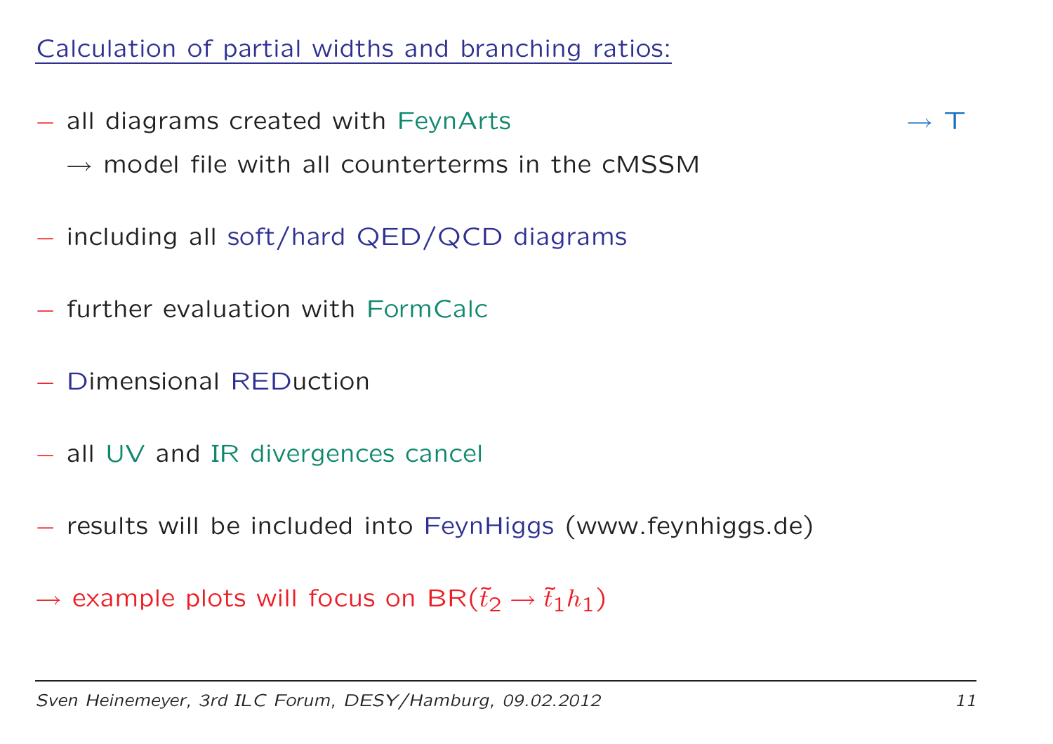## Calculation of partial widths and branching ratios:

– all diagrams created with FeynArts → T

  → model file with all counterterms in the cMSSM

– including all soft/hard QED/QCD diagrams

– further evaluation with FormCalc

– Dimensional REDuction

– all UV and IR divergences cancel

– results will be included into FeynHiggs (www.feynhiggs.de)

→ example plots will focus on BR($\tilde{t}_2 \to \tilde{t}_1 h_1$)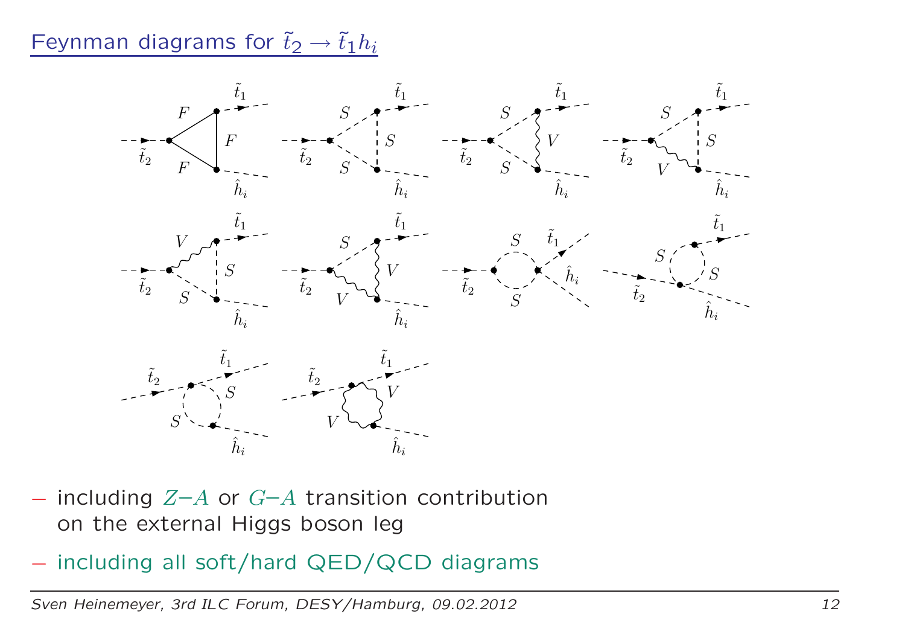## Feynman diagrams for $\tilde{t}_2 \to \tilde{t}_1 h_i$

– including $Z$–$A$ or $G$–$A$ transition contribution on the external Higgs boson leg

– including all soft/hard QED/QCD diagrams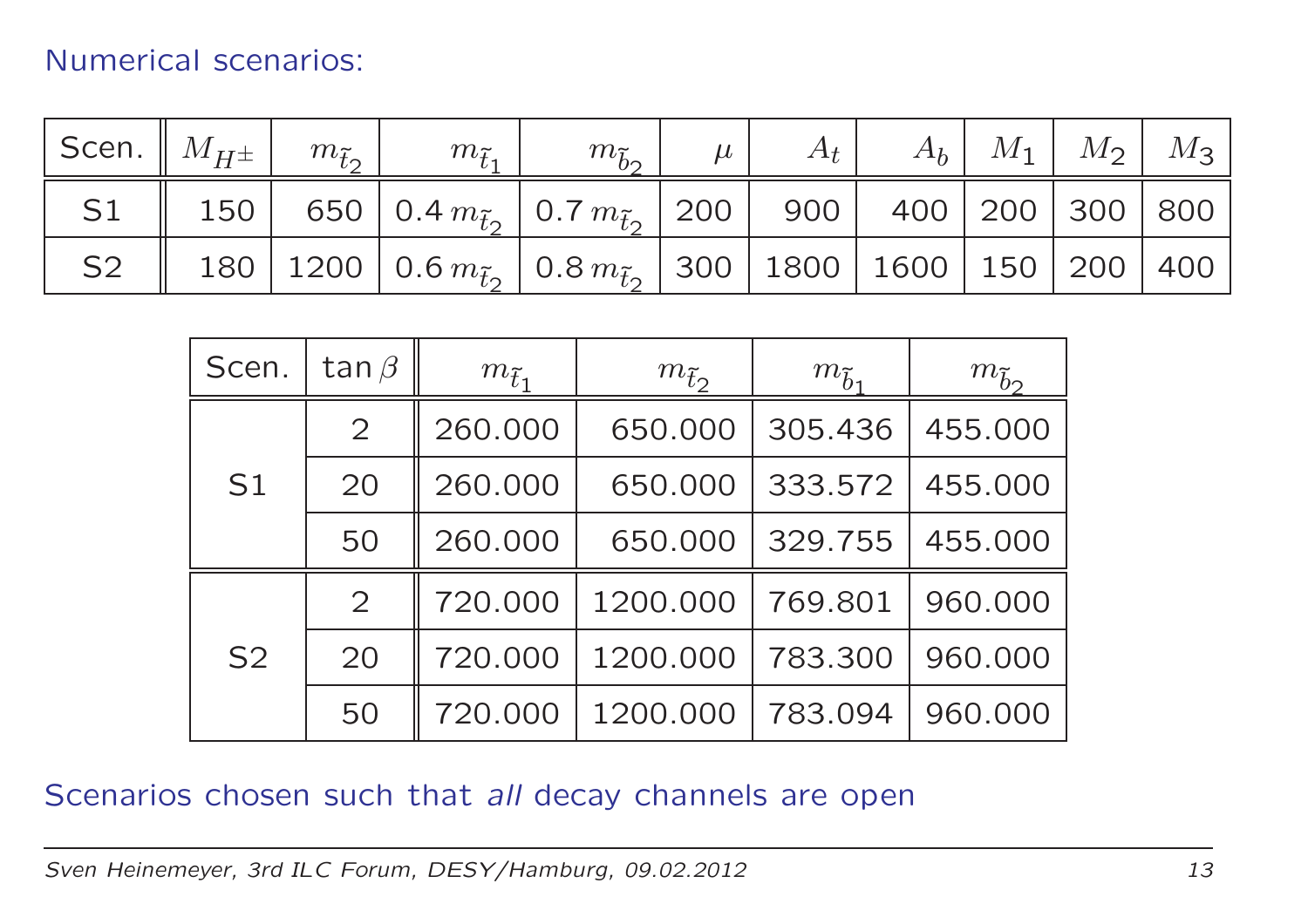Numerical scenarios:

| Scen. | $M_{H^\pm}$ | $m_{\tilde{t}_2}$ | $m_{\tilde{t}_1}$ | $m_{\tilde{b}_2}$ | $\mu$ | $A_t$ | $A_b$ | $M_1$ | $M_2$ | $M_3$ |
|---|---|---|---|---|---|---|---|---|---|---|
| S1 | 150 | 650 | $0.4\, m_{\tilde{t}_2}$ | $0.7\, m_{\tilde{t}_2}$ | 200 | 900 | 400 | 200 | 300 | 800 |
| S2 | 180 | 1200 | $0.6\, m_{\tilde{t}_2}$ | $0.8\, m_{\tilde{t}_2}$ | 300 | 1800 | 1600 | 150 | 200 | 400 |

| Scen. | $\tan\beta$ | $m_{\tilde{t}_1}$ | $m_{\tilde{t}_2}$ | $m_{\tilde{b}_1}$ | $m_{\tilde{b}_2}$ |
|---|---|---|---|---|---|
| S1 | 2 | 260.000 | 650.000 | 305.436 | 455.000 |
| | 20 | 260.000 | 650.000 | 333.572 | 455.000 |
| | 50 | 260.000 | 650.000 | 329.755 | 455.000 |
| S2 | 2 | 720.000 | 1200.000 | 769.801 | 960.000 |
| | 20 | 720.000 | 1200.000 | 783.300 | 960.000 |
| | 50 | 720.000 | 1200.000 | 783.094 | 960.000 |

Scenarios chosen such that *all* decay channels are open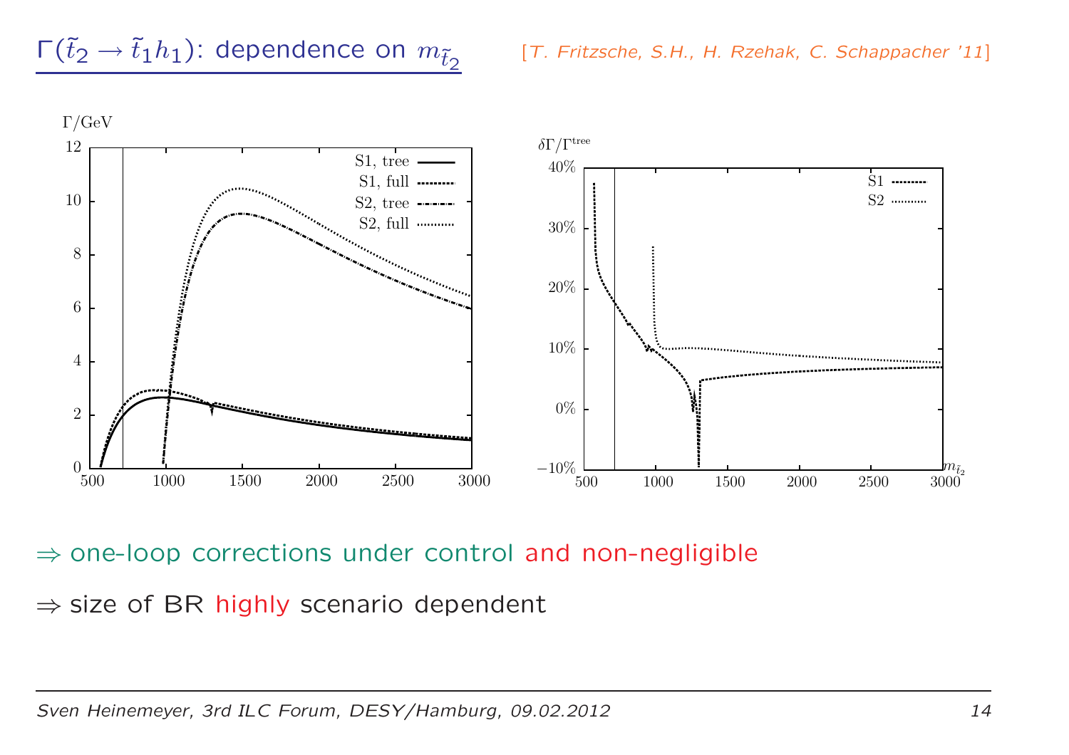## $\Gamma(\tilde{t}_2 \to \tilde{t}_1 h_1)$: dependence on $m_{\tilde{t}_2}$

[*T. Fritzsche, S.H., H. Rzehak, C. Schappacher '11*]

$\Rightarrow$ one-loop corrections under control and non-negligible

$\Rightarrow$ size of BR highly scenario dependent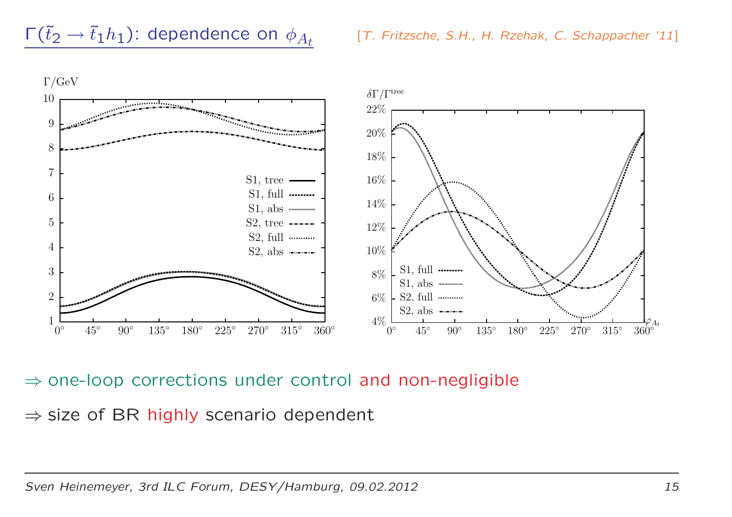## $\Gamma(\tilde{t}_2 \to \tilde{t}_1 h_1)$: dependence on $\phi_{A_t}$

[T. Fritzsche, S.H., H. Rzehak, C. Schappacher '11]

$\Rightarrow$ one-loop corrections under control and non-negligible

$\Rightarrow$ size of BR highly scenario dependent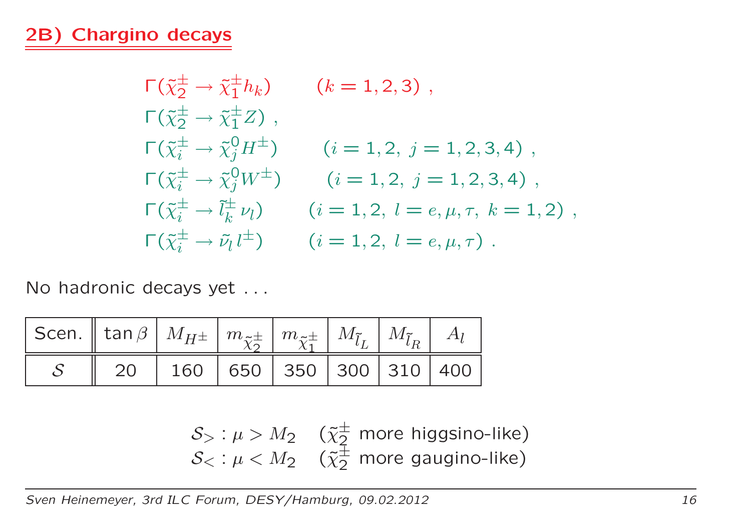## 2B) Chargino decays

$$\Gamma(\tilde{\chi}_2^\pm \to \tilde{\chi}_1^\pm h_k) \qquad (k = 1,2,3)\ ,$$
$$\Gamma(\tilde{\chi}_2^\pm \to \tilde{\chi}_1^\pm Z)\ ,$$
$$\Gamma(\tilde{\chi}_i^\pm \to \tilde{\chi}_j^0 H^\pm) \qquad (i = 1,2,\ j = 1,2,3,4)\ ,$$
$$\Gamma(\tilde{\chi}_i^\pm \to \tilde{\chi}_j^0 W^\pm) \qquad (i = 1,2,\ j = 1,2,3,4)\ ,$$
$$\Gamma(\tilde{\chi}_i^\pm \to \tilde{l}_k^\pm \nu_l) \qquad (i = 1,2,\ l = e,\mu,\tau,\ k = 1,2)\ ,$$
$$\Gamma(\tilde{\chi}_i^\pm \to \tilde{\nu}_l l^\pm) \qquad (i = 1,2,\ l = e,\mu,\tau)\ .$$

No hadronic decays yet . . .

| Scen. | $\tan\beta$ | $M_{H^\pm}$ | $m_{\tilde{\chi}_2^\pm}$ | $m_{\tilde{\chi}_1^\pm}$ | $M_{\tilde{l}_L}$ | $M_{\tilde{l}_R}$ | $A_l$ |
|---|---|---|---|---|---|---|---|
| $\mathcal{S}$ | 20 | 160 | 650 | 350 | 300 | 310 | 400 |

$\mathcal{S}_> : \mu > M_2$ ($\tilde{\chi}_2^\pm$ more higgsino-like)
$\mathcal{S}_< : \mu < M_2$ ($\tilde{\chi}_2^\pm$ more gaugino-like)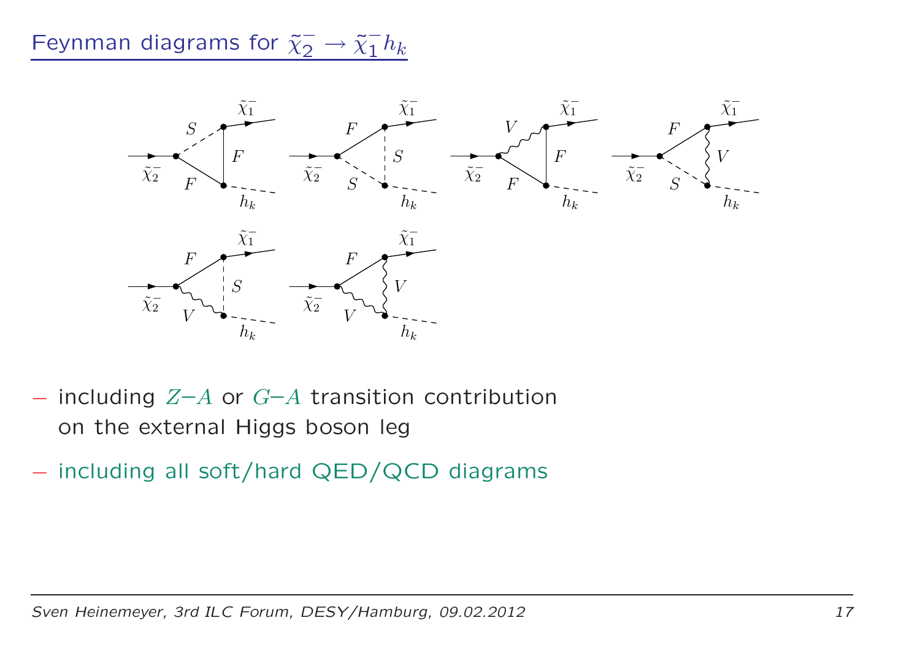## Feynman diagrams for $\tilde{\chi}_2^- \to \tilde{\chi}_1^- h_k$

– including $Z$–$A$ or $G$–$A$ transition contribution on the external Higgs boson leg

– including all soft/hard QED/QCD diagrams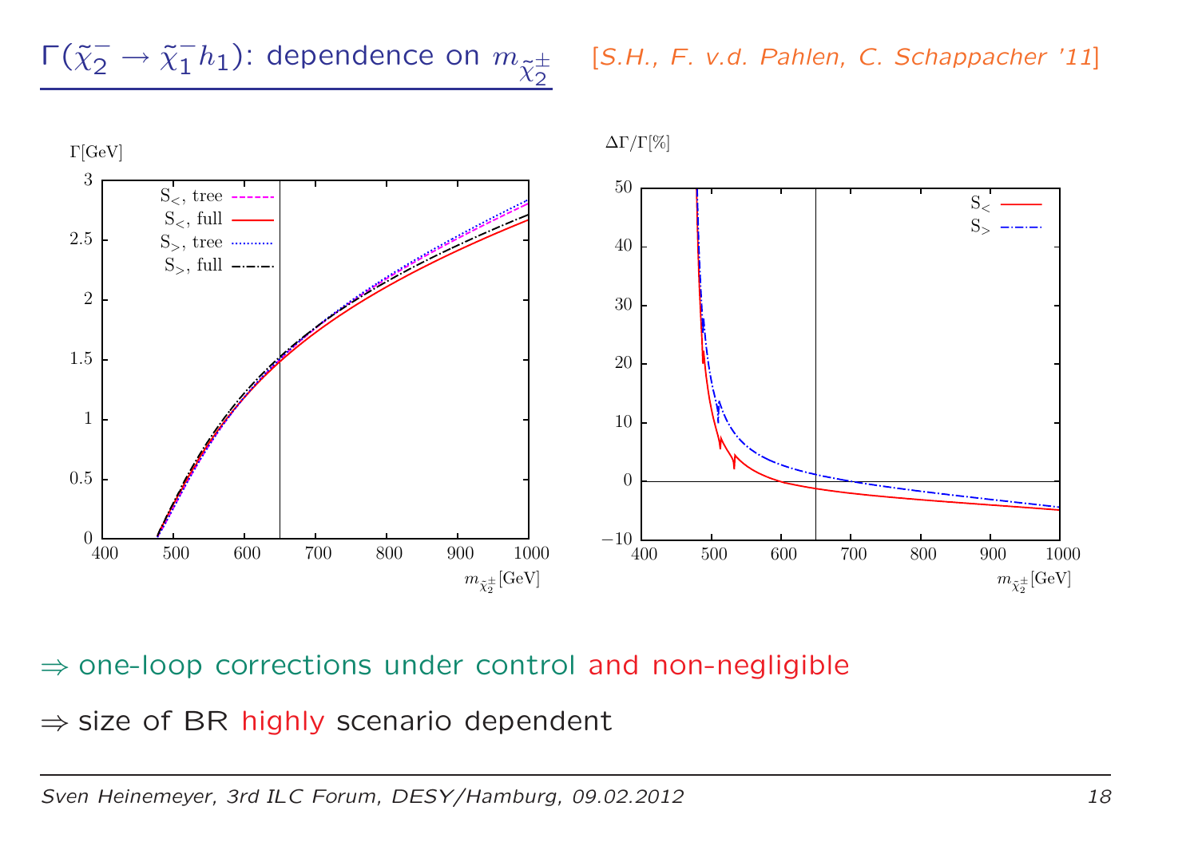## $\Gamma(\tilde{\chi}_2^- \to \tilde{\chi}_1^- h_1)$: dependence on $m_{\tilde{\chi}_2^\pm}$ [S.H., F. v.d. Pahlen, C. Schappacher '11]

$\Rightarrow$ one-loop corrections under control and non-negligible

$\Rightarrow$ size of BR highly scenario dependent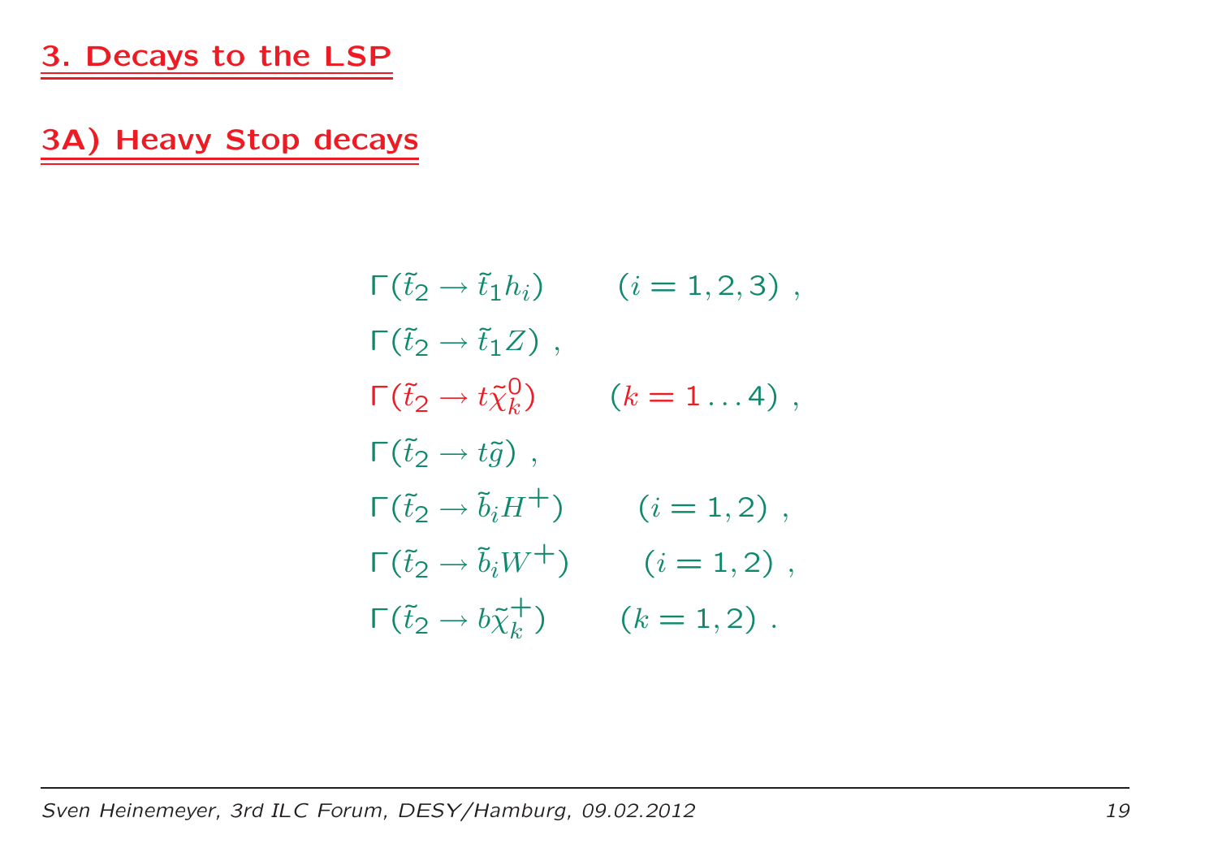## 3. Decays to the LSP

### 3A) Heavy Stop decays

$$\Gamma(\tilde{t}_2 \to \tilde{t}_1 h_i) \qquad (i = 1, 2, 3) \;,$$

$$\Gamma(\tilde{t}_2 \to \tilde{t}_1 Z) \;,$$

$$\Gamma(\tilde{t}_2 \to t \tilde{\chi}^0_k) \qquad (k = 1 \ldots 4) \;,$$

$$\Gamma(\tilde{t}_2 \to t \tilde{g}) \;,$$

$$\Gamma(\tilde{t}_2 \to \tilde{b}_i H^+) \qquad (i = 1, 2) \;,$$

$$\Gamma(\tilde{t}_2 \to \tilde{b}_i W^+) \qquad (i = 1, 2) \;,$$

$$\Gamma(\tilde{t}_2 \to b \tilde{\chi}^+_k) \qquad (k = 1, 2) \;.$$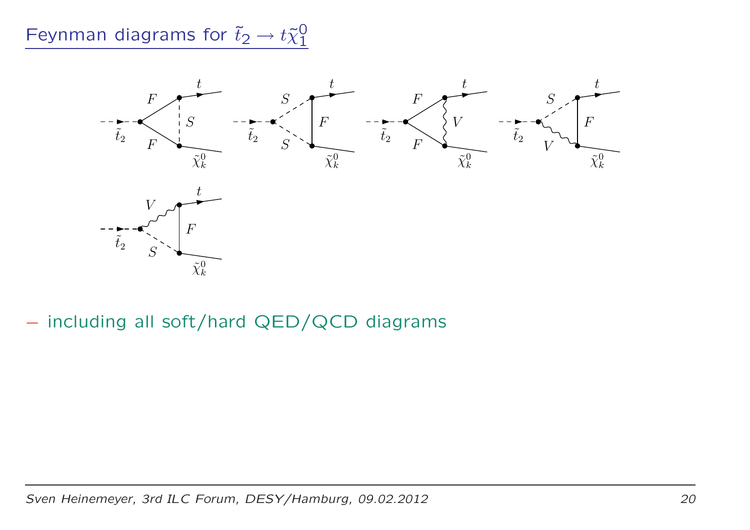# Feynman diagrams for $\tilde{t}_2 \to t\tilde{\chi}^0_1$

– including all soft/hard QED/QCD diagrams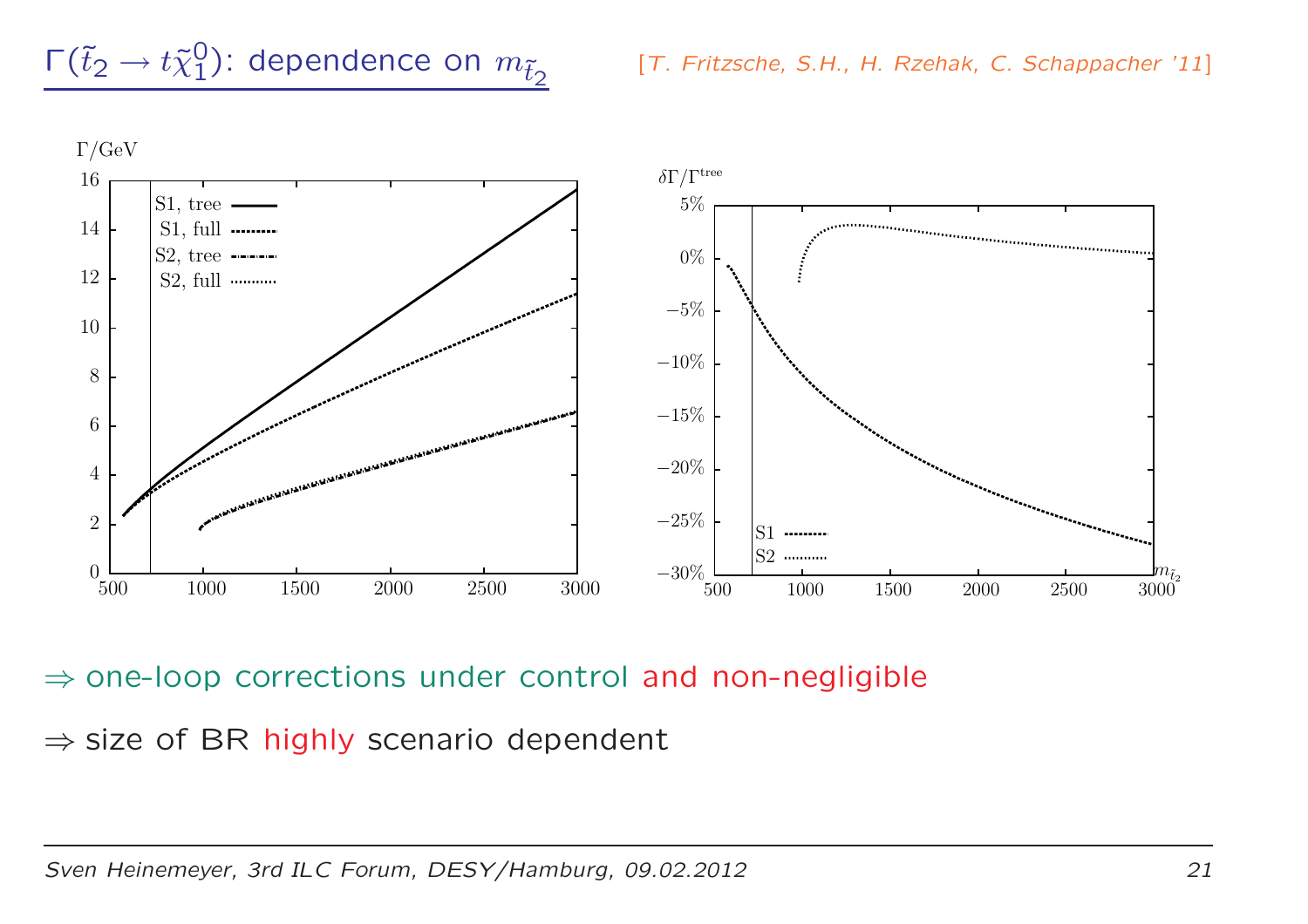## $\Gamma(\tilde{t}_2 \to t\tilde{\chi}_1^0)$: dependence on $m_{\tilde{t}_2}$

[*T. Fritzsche, S.H., H. Rzehak, C. Schappacher '11*]

$\Rightarrow$ one-loop corrections under control and non-negligible

$\Rightarrow$ size of BR highly scenario dependent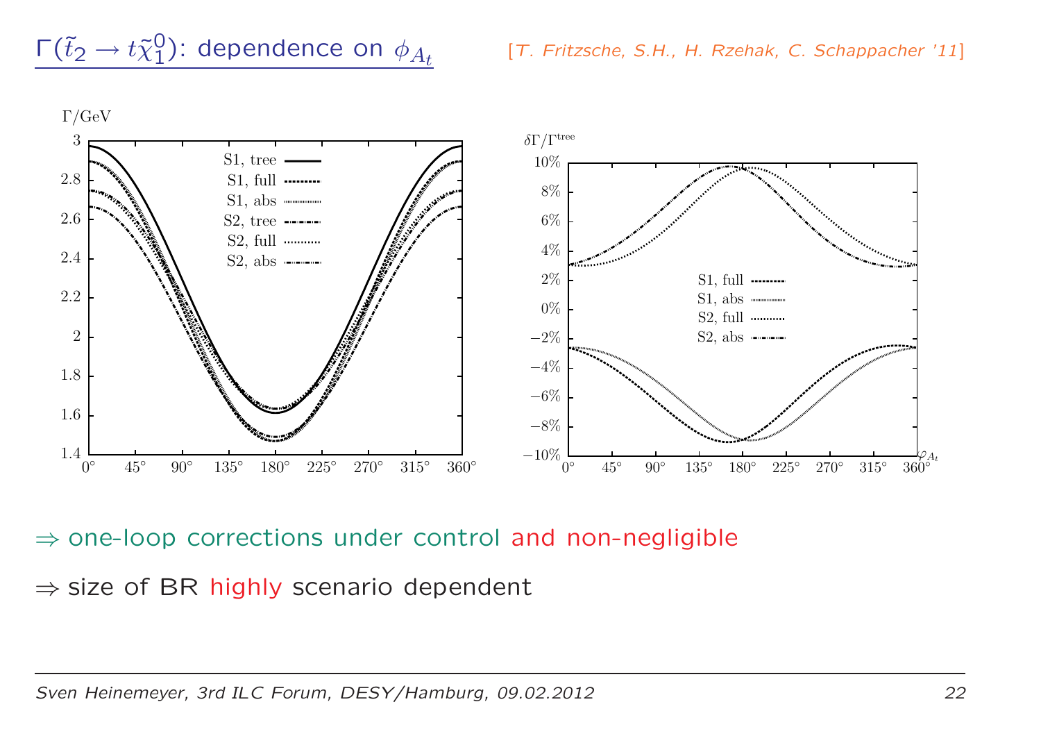## $\Gamma(\tilde{t}_2 \to t\tilde{\chi}_1^0)$: dependence on $\phi_{A_t}$

[*T. Fritzsche, S.H., H. Rzehak, C. Schappacher '11*]

$\Rightarrow$ one-loop corrections under control and non-negligible

$\Rightarrow$ size of BR highly scenario dependent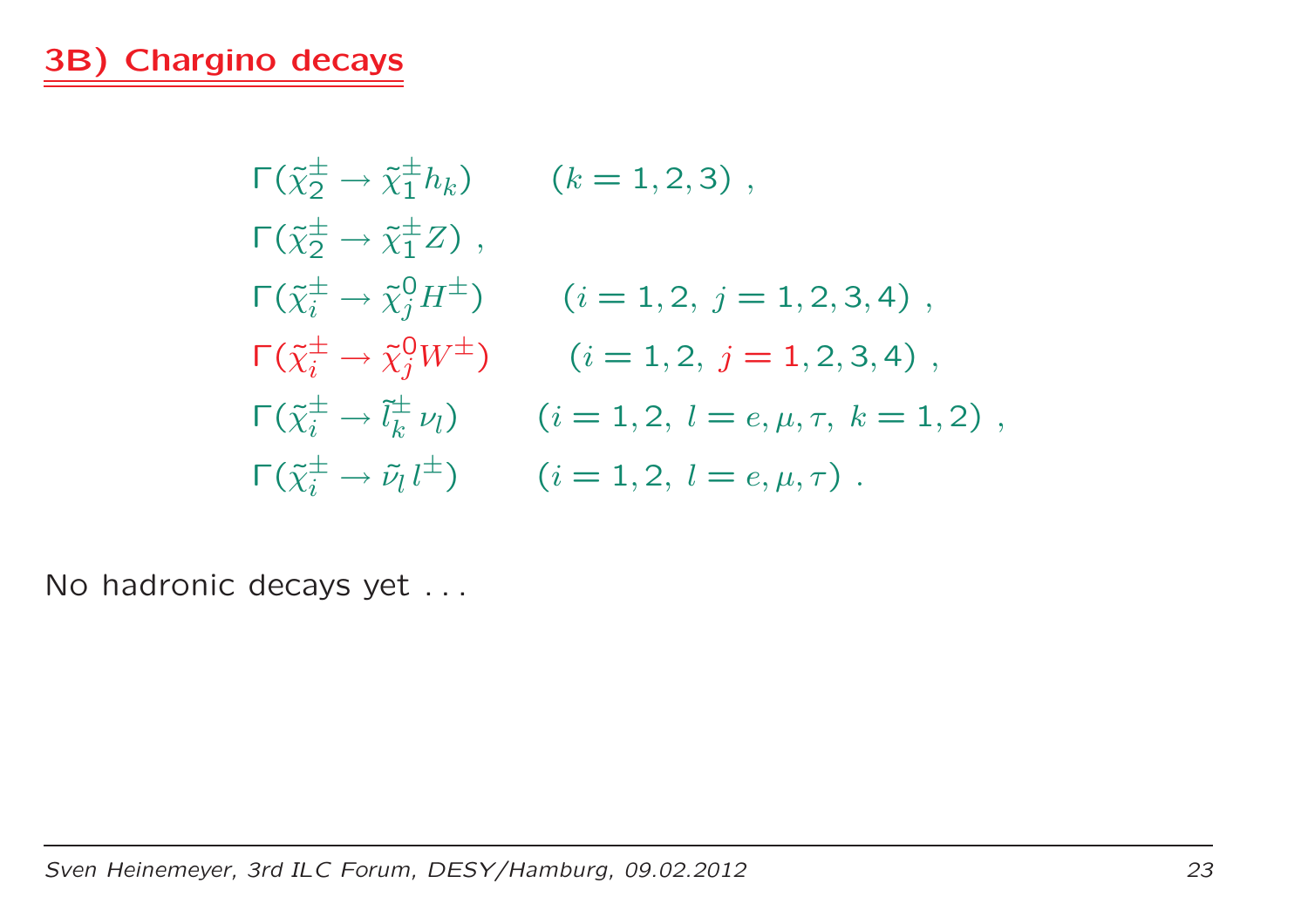# 3B) Chargino decays

$$\Gamma(\tilde{\chi}_2^\pm \to \tilde{\chi}_1^\pm h_k) \qquad (k = 1, 2, 3) \; ,$$

$$\Gamma(\tilde{\chi}_2^\pm \to \tilde{\chi}_1^\pm Z) \; ,$$

$$\Gamma(\tilde{\chi}_i^\pm \to \tilde{\chi}_j^0 H^\pm) \qquad (i = 1, 2, \; j = 1, 2, 3, 4) \; ,$$

$$\Gamma(\tilde{\chi}_i^\pm \to \tilde{\chi}_j^0 W^\pm) \qquad (i = 1, 2, \; j = 1, 2, 3, 4) \; ,$$

$$\Gamma(\tilde{\chi}_i^\pm \to \tilde{l}_k^\pm \, \nu_l) \qquad (i = 1, 2, \; l = e, \mu, \tau, \; k = 1, 2) \; ,$$

$$\Gamma(\tilde{\chi}_i^\pm \to \tilde{\nu}_l \, l^\pm) \qquad (i = 1, 2, \; l = e, \mu, \tau) \; .$$

No hadronic decays yet . . .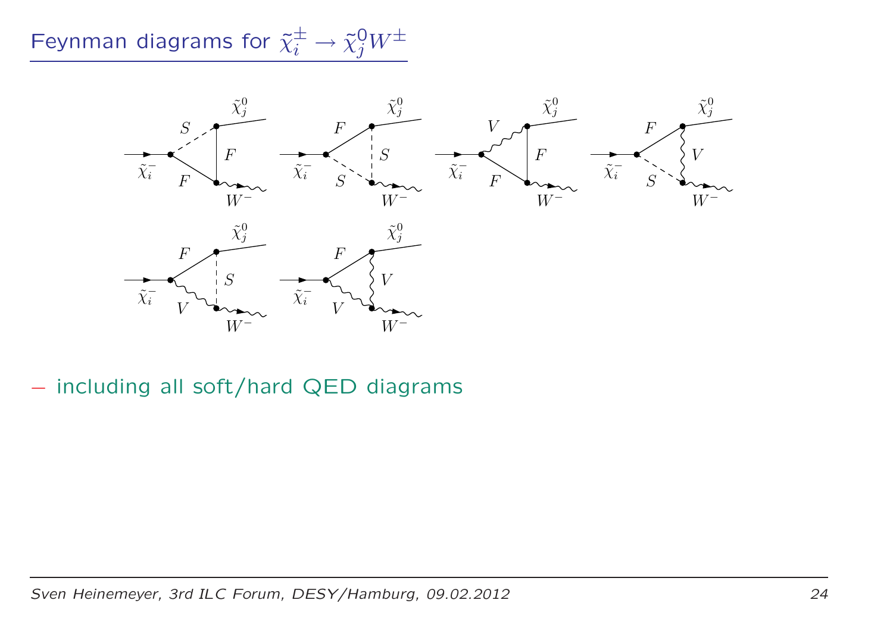## Feynman diagrams for $\tilde{\chi}_i^{\pm} \to \tilde{\chi}_j^0 W^{\pm}$

– including all soft/hard QED diagrams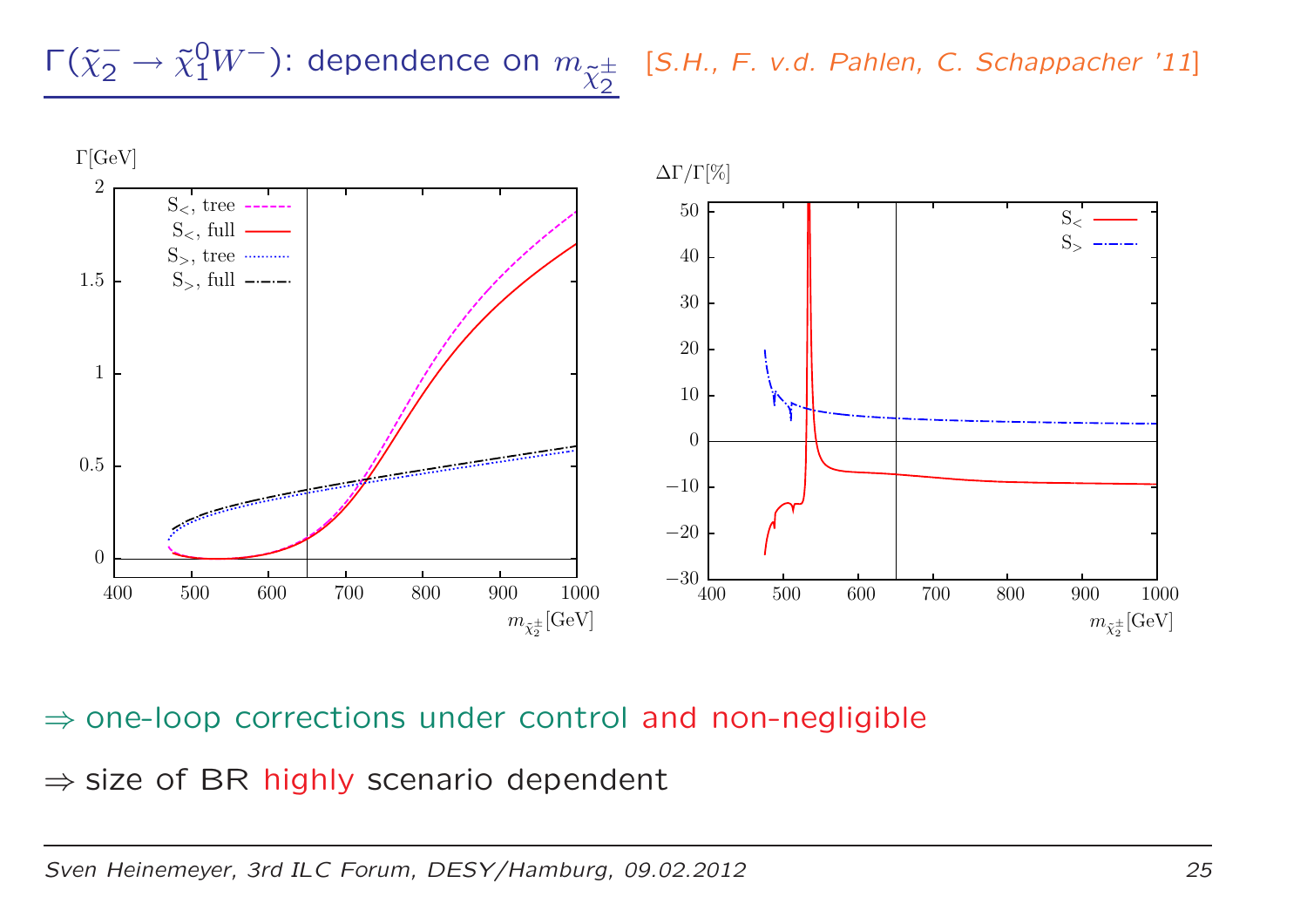## $\Gamma(\tilde{\chi}_2^- \to \tilde{\chi}_1^0 W^-)$: dependence on $m_{\tilde{\chi}_2^\pm}$ *[S.H., F. v.d. Pahlen, C. Schappacher '11]*

$\Rightarrow$ one-loop corrections under control and non-negligible

$\Rightarrow$ size of BR highly scenario dependent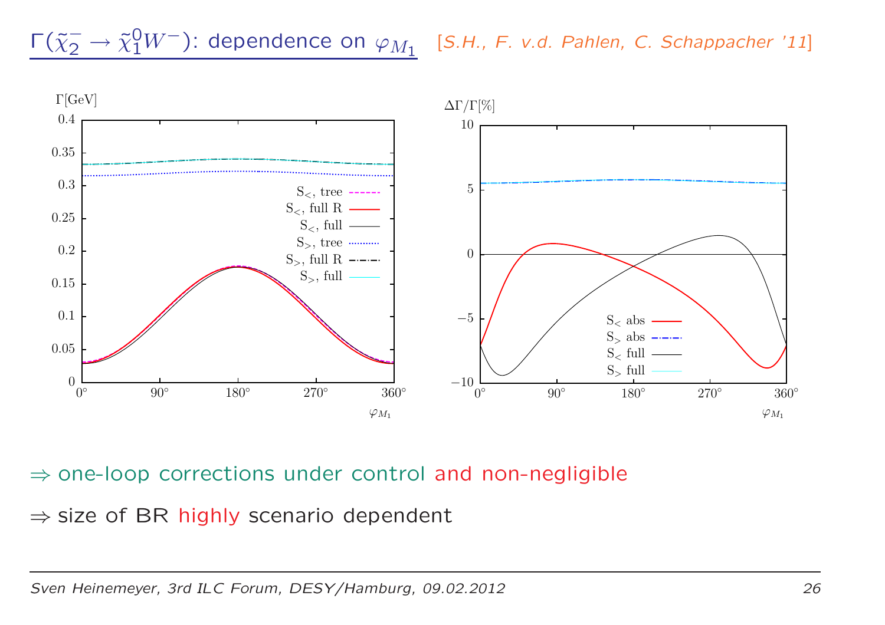## $\Gamma(\tilde{\chi}_2^- \to \tilde{\chi}_1^0 W^-)$: dependence on $\varphi_{M_1}$ [S.H., F. v.d. Pahlen, C. Schappacher '11]

$\Rightarrow$ one-loop corrections under control and non-negligible

$\Rightarrow$ size of BR highly scenario dependent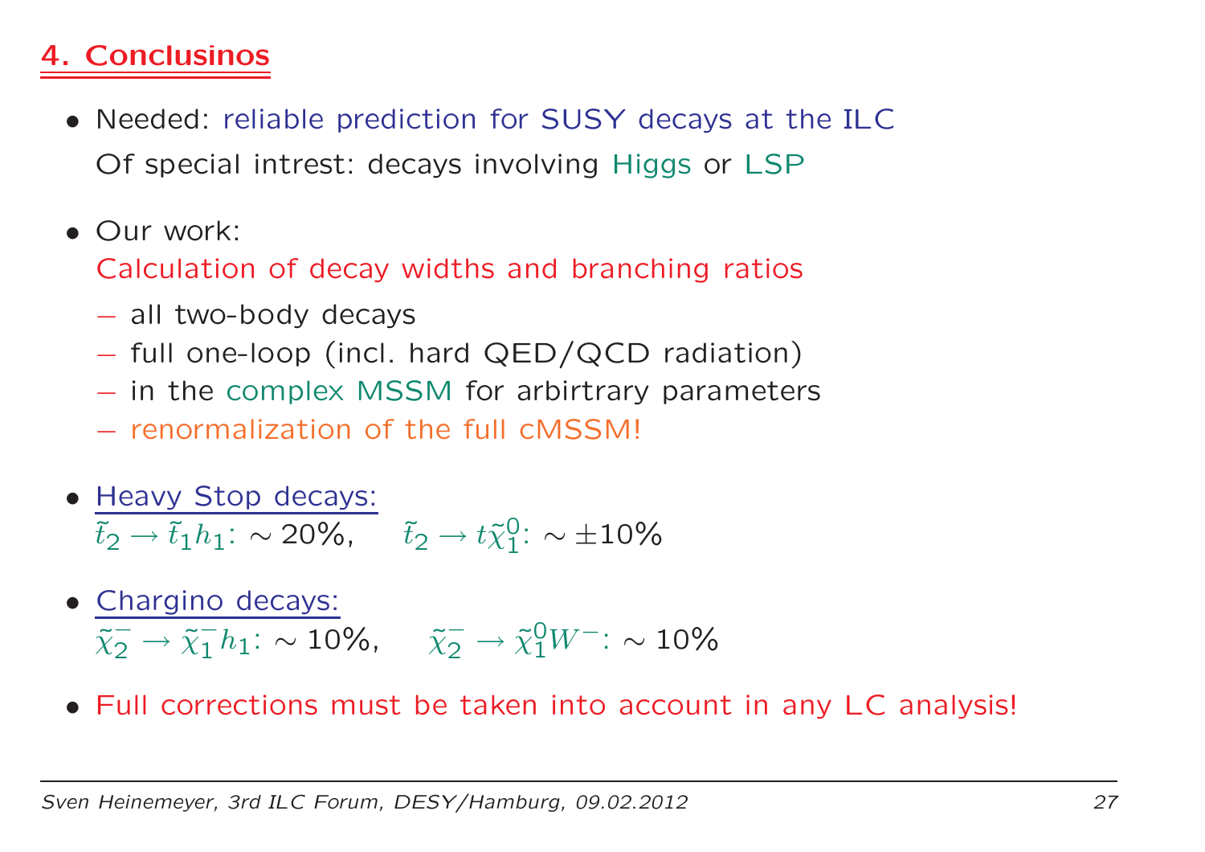## 4. Conclusinos

- Needed: reliable prediction for SUSY decays at the ILC
  Of special intrest: decays involving Higgs or LSP

- Our work:
  Calculation of decay widths and branching ratios
  - all two-body decays
  - full one-loop (incl. hard QED/QCD radiation)
  - in the complex MSSM for arbirtrary parameters
  - renormalization of the full cMSSM!

- Heavy Stop decays:
  $\tilde{t}_2 \to \tilde{t}_1 h_1$: $\sim 20\%$, $\tilde{t}_2 \to t\tilde{\chi}_1^0$: $\sim \pm 10\%$

- Chargino decays:
  $\tilde{\chi}_2^- \to \tilde{\chi}_1^- h_1$: $\sim 10\%$, $\tilde{\chi}_2^- \to \tilde{\chi}_1^0 W^-$: $\sim 10\%$

- Full corrections must be taken into account in any LC analysis!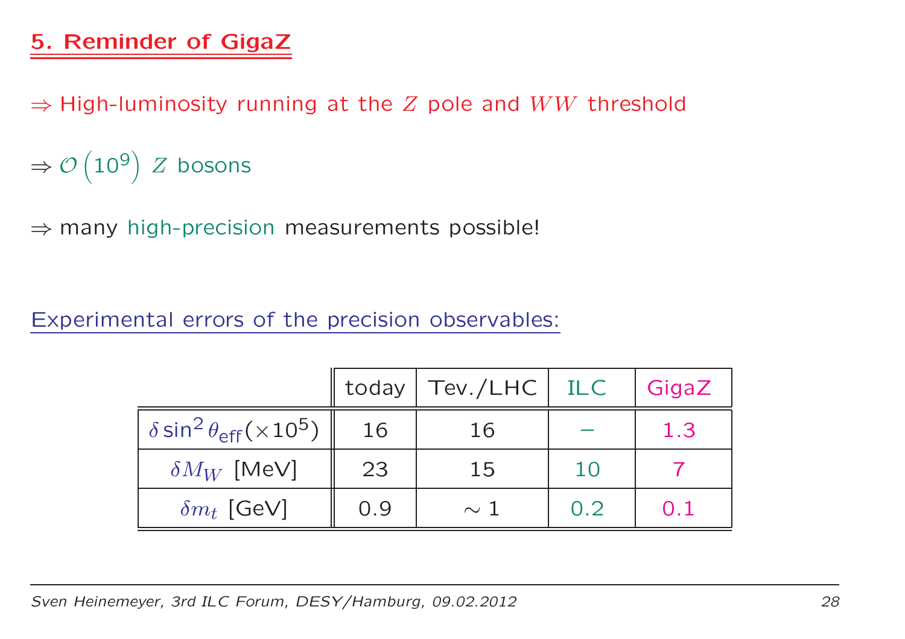# 5. Reminder of GigaZ

$\Rightarrow$ High-luminosity running at the $Z$ pole and $WW$ threshold

$\Rightarrow \mathcal{O}\left(10^9\right)$ $Z$ bosons

$\Rightarrow$ many high-precision measurements possible!

Experimental errors of the precision observables:

| | today | Tev./LHC | ILC | GigaZ |
|---|---|---|---|---|
| $\delta \sin^2\theta_{\mathrm{eff}}(\times 10^5)$ | 16 | 16 | – | 1.3 |
| $\delta M_W$ [MeV] | 23 | 15 | 10 | 7 |
| $\delta m_t$ [GeV] | 0.9 | $\sim 1$ | 0.2 | 0.1 |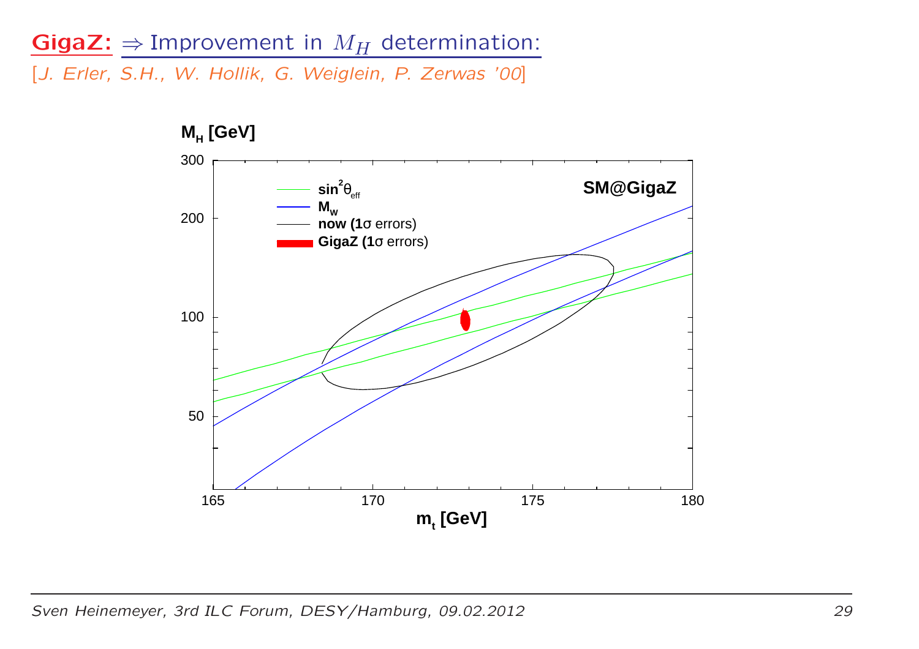## GigaZ: $\Rightarrow$ Improvement in $M_H$ determination:

[*J. Erler, S.H., W. Hollik, G. Weiglein, P. Zerwas '00*]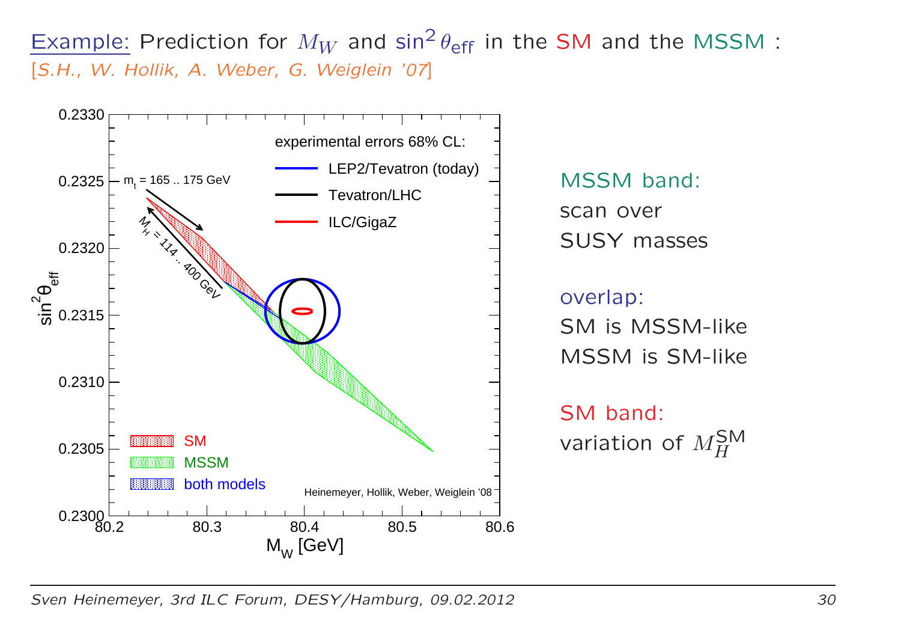Example: Prediction for $M_W$ and $\sin^2\theta_{\mathrm{eff}}$ in the SM and the MSSM :
[S.H., W. Hollik, A. Weber, G. Weiglein '07]

MSSM band:
scan over
SUSY masses

overlap:
SM is MSSM-like
MSSM is SM-like

SM band:
variation of $M_H^{\mathrm{SM}}$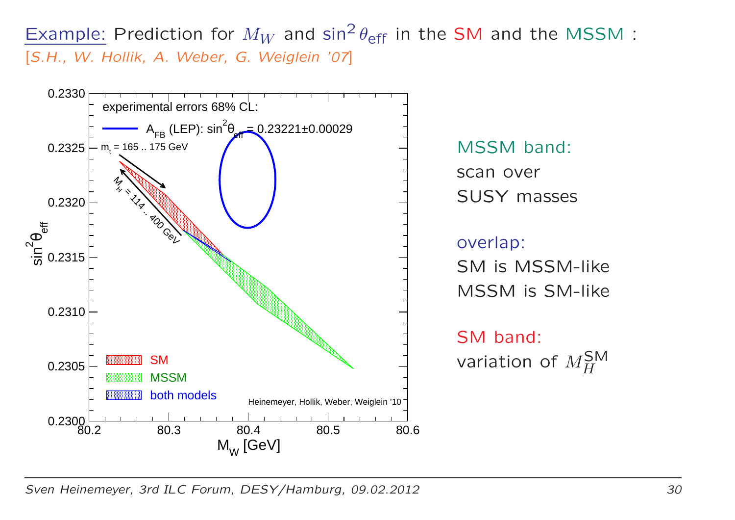Example: Prediction for $M_W$ and $\sin^2\theta_{\rm eff}$ in the SM and the MSSM :
[*S.H., W. Hollik, A. Weber, G. Weiglein '07*]

experimental errors 68% CL:

$A_{FB}$ (LEP): $\sin^2\theta_{\rm eff} = 0.23221 \pm 0.00029$

$m_t = 165 .. 175$ GeV

$M_H = 114 .. 400$ GeV

SM

MSSM

both models

Heinemeyer, Hollik, Weber, Weiglein '10

$M_W$ [GeV]

$\sin^2\theta_{\rm eff}$

MSSM band:
scan over
SUSY masses

overlap:
SM is MSSM-like
MSSM is SM-like

SM band:
variation of $M_H^{\rm SM}$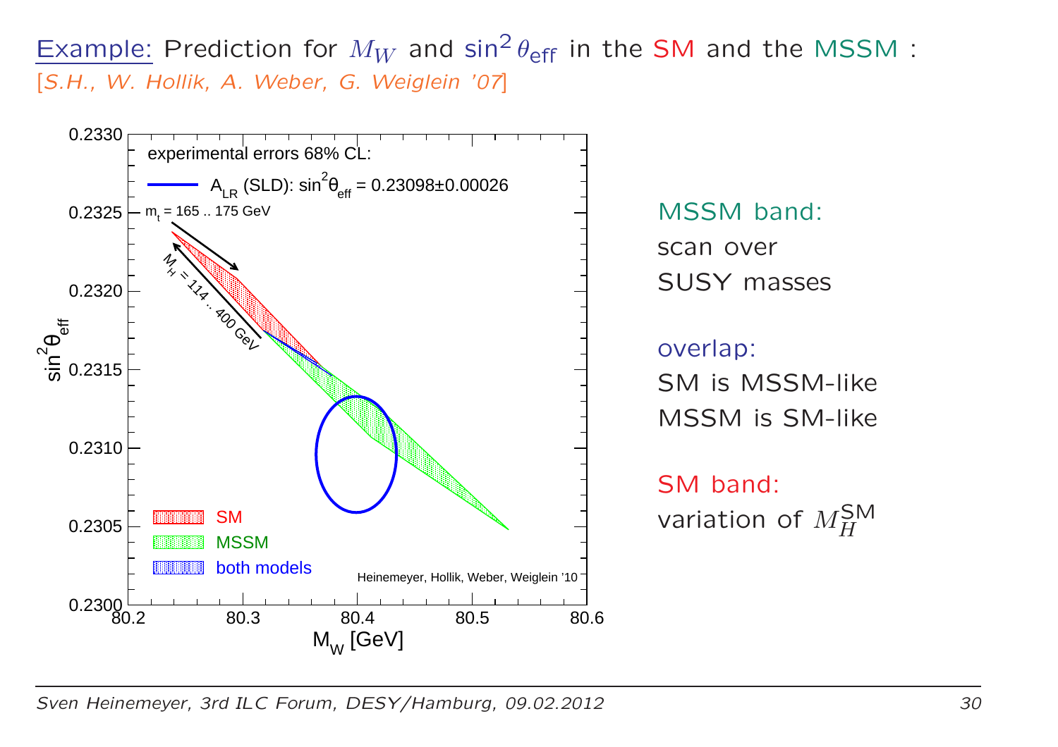Example: Prediction for $M_W$ and $\sin^2\theta_{\text{eff}}$ in the SM and the MSSM :
[*S.H., W. Hollik, A. Weber, G. Weiglein '07*]

MSSM band:
scan over
SUSY masses

overlap:
SM is MSSM-like
MSSM is SM-like

SM band:
variation of $M_H^{\text{SM}}$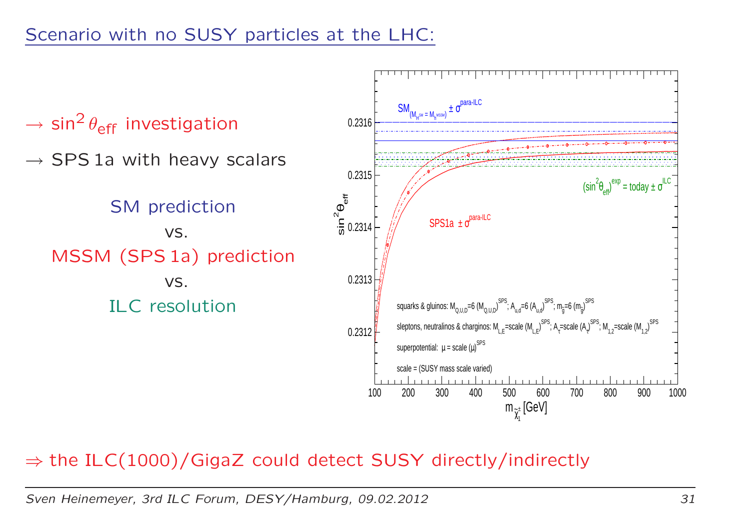## Scenario with no SUSY particles at the LHC:

→ $\sin^2\theta_{\text{eff}}$ investigation

→ SPS 1a with heavy scalars

SM prediction

vs.

MSSM (SPS 1a) prediction

vs.

ILC resolution

⇒ the ILC(1000)/GigaZ could detect SUSY directly/indirectly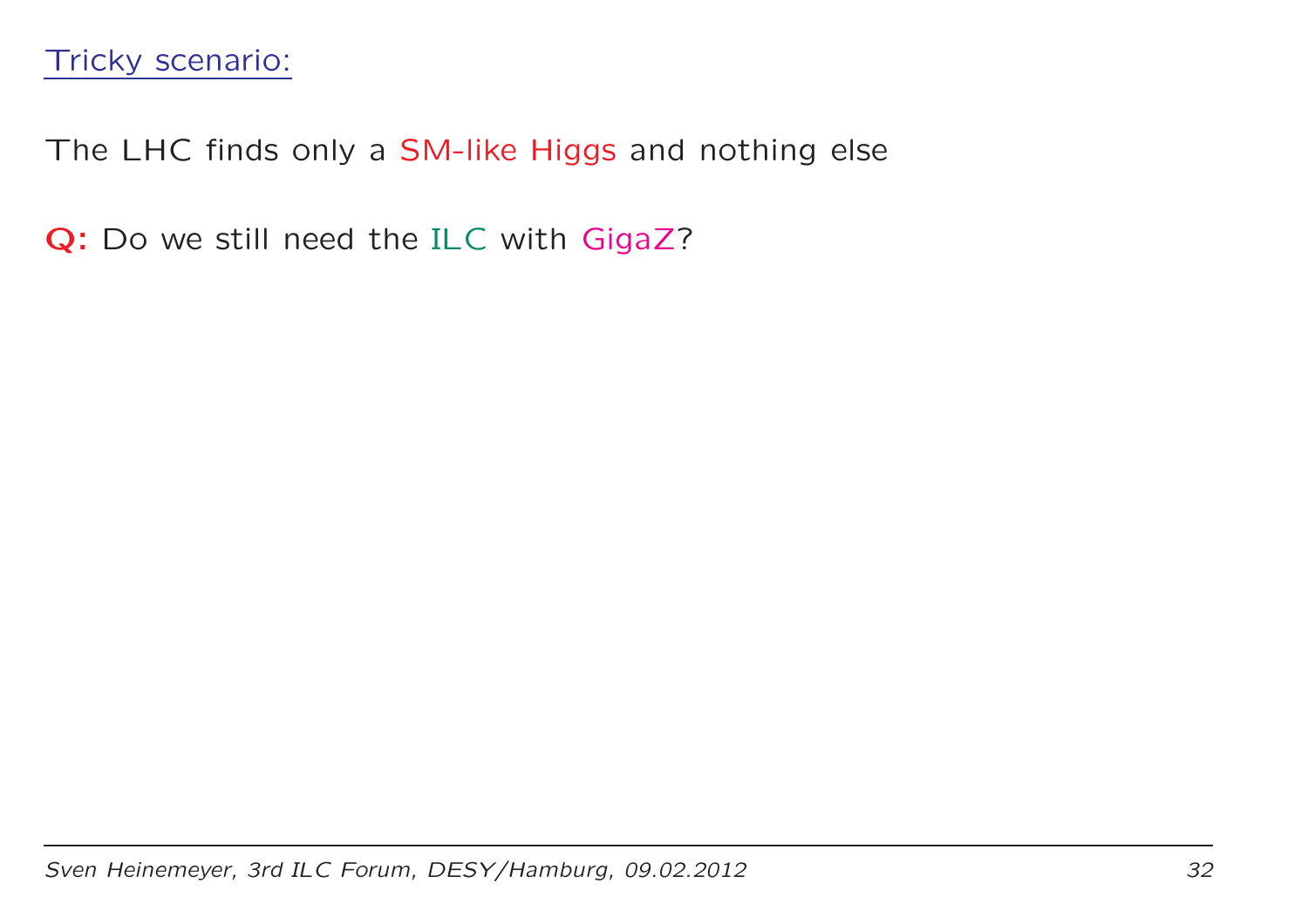## Tricky scenario:

The LHC finds only a SM-like Higgs and nothing else

**Q:** Do we still need the ILC with GigaZ?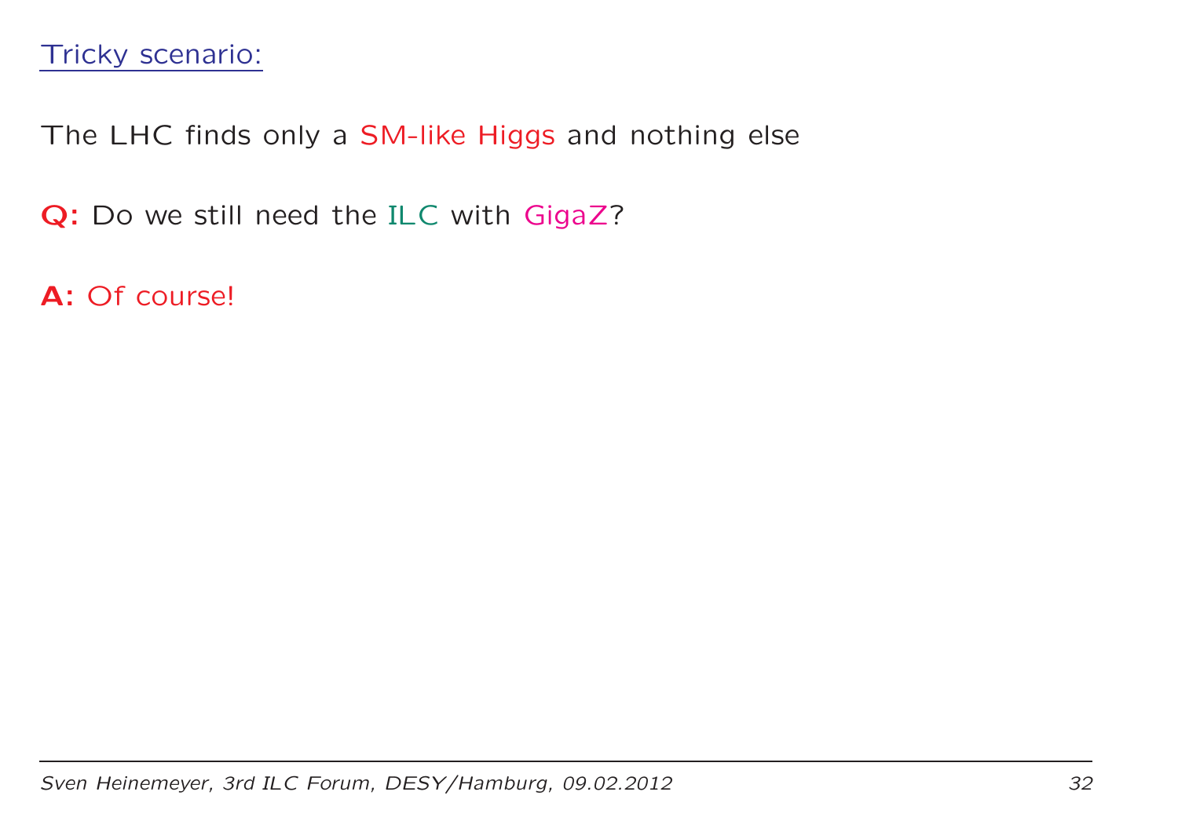## Tricky scenario:

The LHC finds only a SM-like Higgs and nothing else

**Q:** Do we still need the ILC with GigaZ?

**A:** Of course!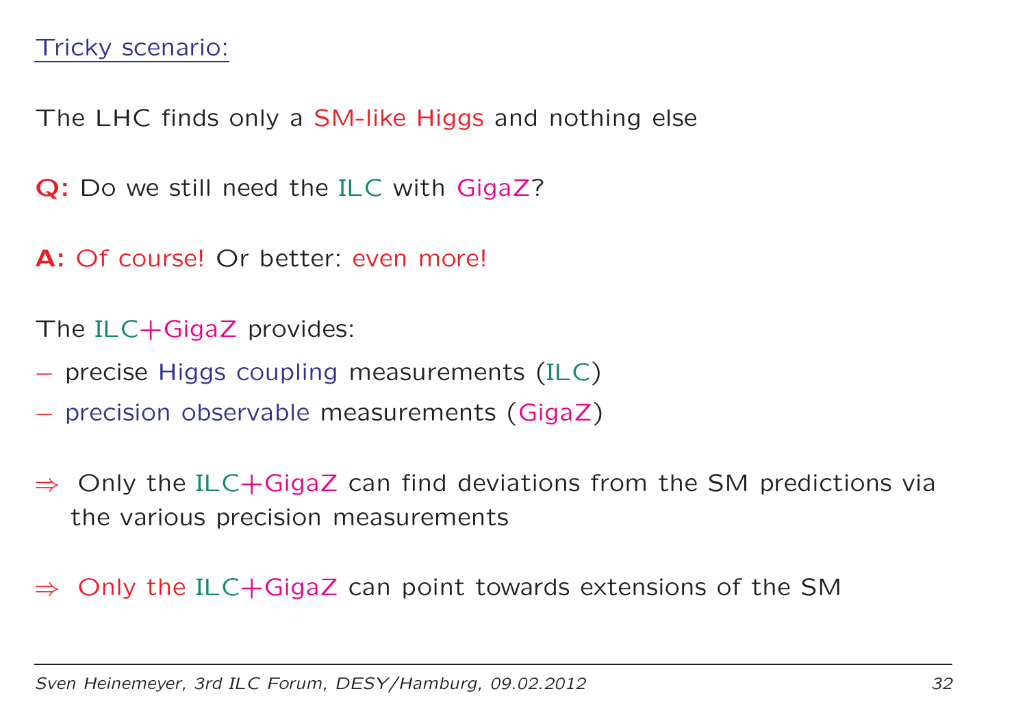## Tricky scenario:

The LHC finds only a SM-like Higgs and nothing else

**Q:** Do we still need the ILC with GigaZ?

**A:** Of course! Or better: even more!

The ILC+GigaZ provides:

– precise Higgs coupling measurements (ILC)
– precision observable measurements (GigaZ)

$\Rightarrow$ Only the ILC+GigaZ can find deviations from the SM predictions via the various precision measurements

$\Rightarrow$ Only the ILC+GigaZ can point towards extensions of the SM